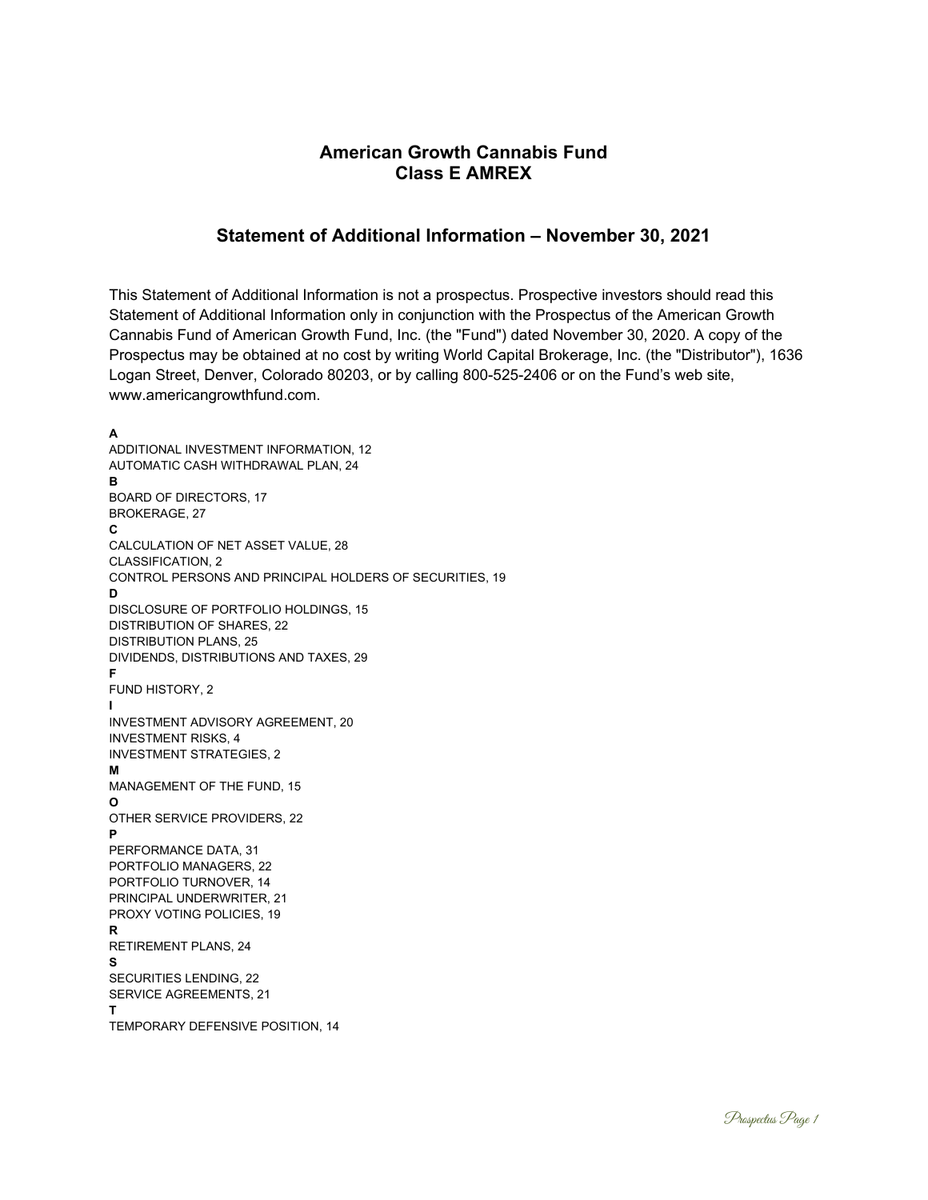# American Growth Cannabis Fund
# Class E AMREX

## Statement of Additional Information – November 30, 2021

This Statement of Additional Information is not a prospectus. Prospective investors should read this Statement of Additional Information only in conjunction with the Prospectus of the American Growth Cannabis Fund of American Growth Fund, Inc. (the "Fund") dated November 30, 2020. A copy of the Prospectus may be obtained at no cost by writing World Capital Brokerage, Inc. (the "Distributor"), 1636 Logan Street, Denver, Colorado 80203, or by calling 800-525-2406 or on the Fund's web site, www.americangrowthfund.com.

**A**
ADDITIONAL INVESTMENT INFORMATION, 12
AUTOMATIC CASH WITHDRAWAL PLAN, 24
**B**
BOARD OF DIRECTORS, 17
BROKERAGE, 27
**C**
CALCULATION OF NET ASSET VALUE, 28
CLASSIFICATION, 2
CONTROL PERSONS AND PRINCIPAL HOLDERS OF SECURITIES, 19
**D**
DISCLOSURE OF PORTFOLIO HOLDINGS, 15
DISTRIBUTION OF SHARES, 22
DISTRIBUTION PLANS, 25
DIVIDENDS, DISTRIBUTIONS AND TAXES, 29
**F**
FUND HISTORY, 2
**I**
INVESTMENT ADVISORY AGREEMENT, 20
INVESTMENT RISKS, 4
INVESTMENT STRATEGIES, 2
**M**
MANAGEMENT OF THE FUND, 15
**O**
OTHER SERVICE PROVIDERS, 22
**P**
PERFORMANCE DATA, 31
PORTFOLIO MANAGERS, 22
PORTFOLIO TURNOVER, 14
PRINCIPAL UNDERWRITER, 21
PROXY VOTING POLICIES, 19
**R**
RETIREMENT PLANS, 24
**S**
SECURITIES LENDING, 22
SERVICE AGREEMENTS, 21
**T**
TEMPORARY DEFENSIVE POSITION, 14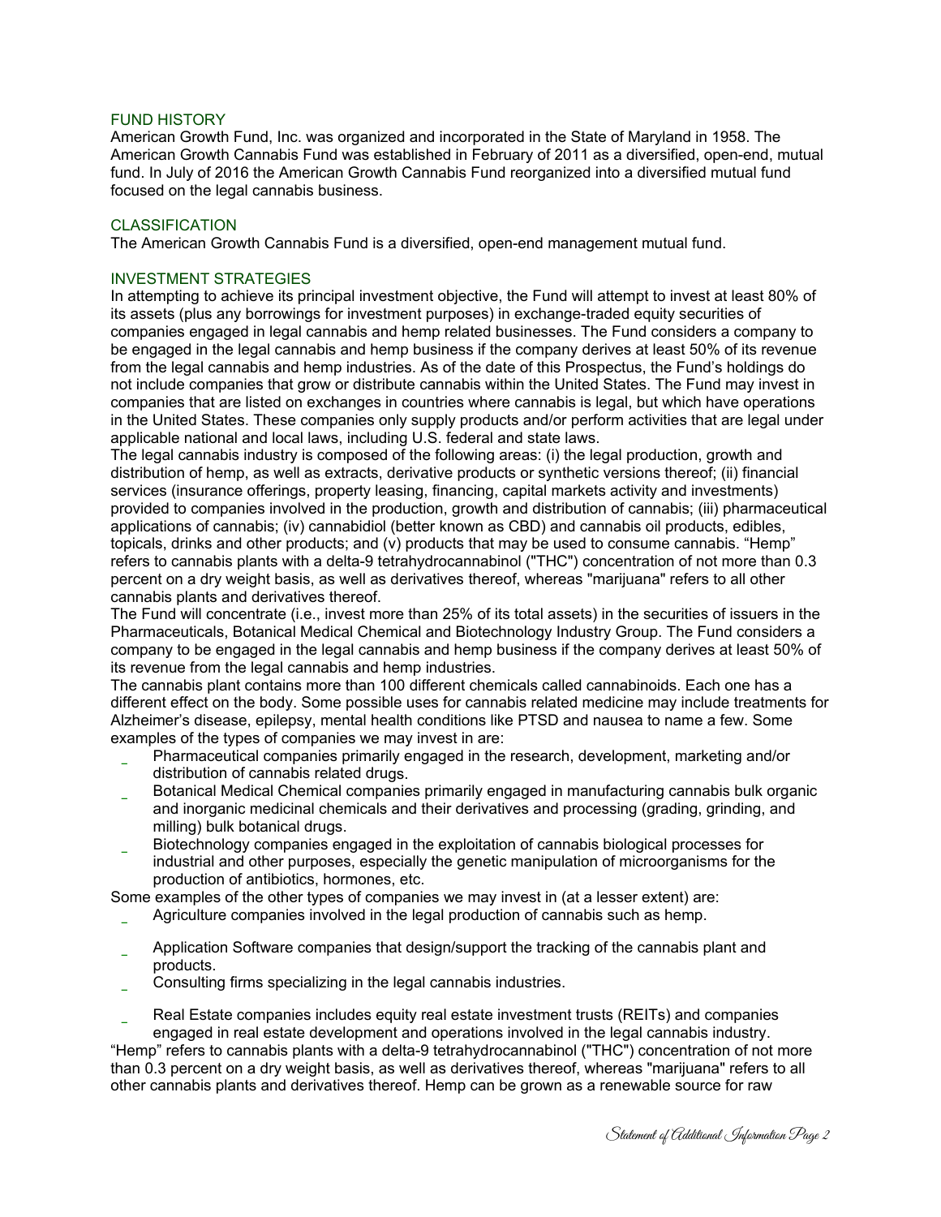## FUND HISTORY

American Growth Fund, Inc. was organized and incorporated in the State of Maryland in 1958. The American Growth Cannabis Fund was established in February of 2011 as a diversified, open-end, mutual fund. In July of 2016 the American Growth Cannabis Fund reorganized into a diversified mutual fund focused on the legal cannabis business.

## CLASSIFICATION

The American Growth Cannabis Fund is a diversified, open-end management mutual fund.

## INVESTMENT STRATEGIES

In attempting to achieve its principal investment objective, the Fund will attempt to invest at least 80% of its assets (plus any borrowings for investment purposes) in exchange-traded equity securities of companies engaged in legal cannabis and hemp related businesses. The Fund considers a company to be engaged in the legal cannabis and hemp business if the company derives at least 50% of its revenue from the legal cannabis and hemp industries. As of the date of this Prospectus, the Fund's holdings do not include companies that grow or distribute cannabis within the United States. The Fund may invest in companies that are listed on exchanges in countries where cannabis is legal, but which have operations in the United States. These companies only supply products and/or perform activities that are legal under applicable national and local laws, including U.S. federal and state laws.

The legal cannabis industry is composed of the following areas: (i) the legal production, growth and distribution of hemp, as well as extracts, derivative products or synthetic versions thereof; (ii) financial services (insurance offerings, property leasing, financing, capital markets activity and investments) provided to companies involved in the production, growth and distribution of cannabis; (iii) pharmaceutical applications of cannabis; (iv) cannabidiol (better known as CBD) and cannabis oil products, edibles, topicals, drinks and other products; and (v) products that may be used to consume cannabis. "Hemp" refers to cannabis plants with a delta-9 tetrahydrocannabinol ("THC") concentration of not more than 0.3 percent on a dry weight basis, as well as derivatives thereof, whereas "marijuana" refers to all other cannabis plants and derivatives thereof.

The Fund will concentrate (i.e., invest more than 25% of its total assets) in the securities of issuers in the Pharmaceuticals, Botanical Medical Chemical and Biotechnology Industry Group. The Fund considers a company to be engaged in the legal cannabis and hemp business if the company derives at least 50% of its revenue from the legal cannabis and hemp industries.

The cannabis plant contains more than 100 different chemicals called cannabinoids. Each one has a different effect on the body. Some possible uses for cannabis related medicine may include treatments for Alzheimer's disease, epilepsy, mental health conditions like PTSD and nausea to name a few. Some examples of the types of companies we may invest in are:

- Pharmaceutical companies primarily engaged in the research, development, marketing and/or distribution of cannabis related drugs.
- Botanical Medical Chemical companies primarily engaged in manufacturing cannabis bulk organic and inorganic medicinal chemicals and their derivatives and processing (grading, grinding, and milling) bulk botanical drugs.
- Biotechnology companies engaged in the exploitation of cannabis biological processes for industrial and other purposes, especially the genetic manipulation of microorganisms for the production of antibiotics, hormones, etc.

Some examples of the other types of companies we may invest in (at a lesser extent) are:

- Agriculture companies involved in the legal production of cannabis such as hemp.
- Application Software companies that design/support the tracking of the cannabis plant and products.
- Consulting firms specializing in the legal cannabis industries.
- Real Estate companies includes equity real estate investment trusts (REITs) and companies engaged in real estate development and operations involved in the legal cannabis industry.

"Hemp" refers to cannabis plants with a delta-9 tetrahydrocannabinol ("THC") concentration of not more than 0.3 percent on a dry weight basis, as well as derivatives thereof, whereas "marijuana" refers to all other cannabis plants and derivatives thereof. Hemp can be grown as a renewable source for raw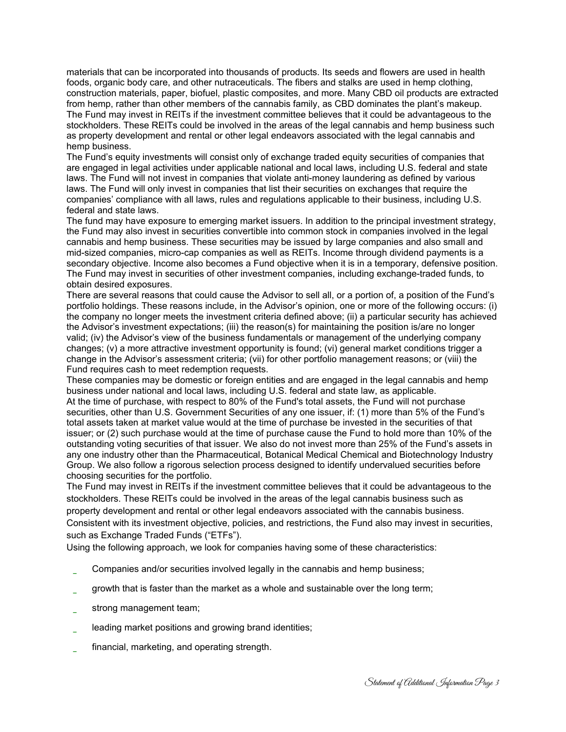materials that can be incorporated into thousands of products. Its seeds and flowers are used in health foods, organic body care, and other nutraceuticals. The fibers and stalks are used in hemp clothing, construction materials, paper, biofuel, plastic composites, and more. Many CBD oil products are extracted from hemp, rather than other members of the cannabis family, as CBD dominates the plant's makeup.

The Fund may invest in REITs if the investment committee believes that it could be advantageous to the stockholders. These REITs could be involved in the areas of the legal cannabis and hemp business such as property development and rental or other legal endeavors associated with the legal cannabis and hemp business.

The Fund's equity investments will consist only of exchange traded equity securities of companies that are engaged in legal activities under applicable national and local laws, including U.S. federal and state laws. The Fund will not invest in companies that violate anti-money laundering as defined by various laws. The Fund will only invest in companies that list their securities on exchanges that require the companies' compliance with all laws, rules and regulations applicable to their business, including U.S. federal and state laws.

The fund may have exposure to emerging market issuers. In addition to the principal investment strategy, the Fund may also invest in securities convertible into common stock in companies involved in the legal cannabis and hemp business. These securities may be issued by large companies and also small and mid-sized companies, micro-cap companies as well as REITs. Income through dividend payments is a secondary objective. Income also becomes a Fund objective when it is in a temporary, defensive position. The Fund may invest in securities of other investment companies, including exchange-traded funds, to obtain desired exposures.

There are several reasons that could cause the Advisor to sell all, or a portion of, a position of the Fund's portfolio holdings. These reasons include, in the Advisor's opinion, one or more of the following occurs: (i) the company no longer meets the investment criteria defined above; (ii) a particular security has achieved the Advisor's investment expectations; (iii) the reason(s) for maintaining the position is/are no longer valid; (iv) the Advisor's view of the business fundamentals or management of the underlying company changes; (v) a more attractive investment opportunity is found; (vi) general market conditions trigger a change in the Advisor's assessment criteria; (vii) for other portfolio management reasons; or (viii) the Fund requires cash to meet redemption requests.

These companies may be domestic or foreign entities and are engaged in the legal cannabis and hemp business under national and local laws, including U.S. federal and state law, as applicable.

At the time of purchase, with respect to 80% of the Fund's total assets, the Fund will not purchase securities, other than U.S. Government Securities of any one issuer, if: (1) more than 5% of the Fund's total assets taken at market value would at the time of purchase be invested in the securities of that issuer; or (2) such purchase would at the time of purchase cause the Fund to hold more than 10% of the outstanding voting securities of that issuer. We also do not invest more than 25% of the Fund's assets in any one industry other than the Pharmaceutical, Botanical Medical Chemical and Biotechnology Industry Group. We also follow a rigorous selection process designed to identify undervalued securities before choosing securities for the portfolio.

The Fund may invest in REITs if the investment committee believes that it could be advantageous to the stockholders. These REITs could be involved in the areas of the legal cannabis business such as property development and rental or other legal endeavors associated with the cannabis business.

Consistent with its investment objective, policies, and restrictions, the Fund also may invest in securities, such as Exchange Traded Funds ("ETFs").

Using the following approach, we look for companies having some of these characteristics:

- Companies and/or securities involved legally in the cannabis and hemp business;
- growth that is faster than the market as a whole and sustainable over the long term;
- strong management team;
- leading market positions and growing brand identities;
- financial, marketing, and operating strength.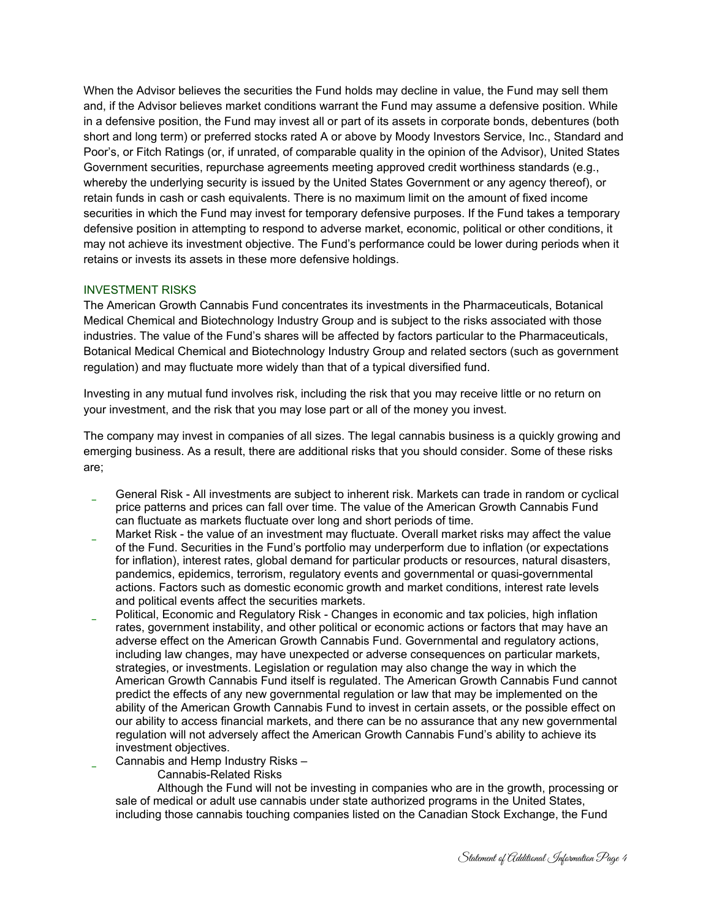When the Advisor believes the securities the Fund holds may decline in value, the Fund may sell them and, if the Advisor believes market conditions warrant the Fund may assume a defensive position. While in a defensive position, the Fund may invest all or part of its assets in corporate bonds, debentures (both short and long term) or preferred stocks rated A or above by Moody Investors Service, Inc., Standard and Poor's, or Fitch Ratings (or, if unrated, of comparable quality in the opinion of the Advisor), United States Government securities, repurchase agreements meeting approved credit worthiness standards (e.g., whereby the underlying security is issued by the United States Government or any agency thereof), or retain funds in cash or cash equivalents. There is no maximum limit on the amount of fixed income securities in which the Fund may invest for temporary defensive purposes. If the Fund takes a temporary defensive position in attempting to respond to adverse market, economic, political or other conditions, it may not achieve its investment objective. The Fund's performance could be lower during periods when it retains or invests its assets in these more defensive holdings.

## INVESTMENT RISKS

The American Growth Cannabis Fund concentrates its investments in the Pharmaceuticals, Botanical Medical Chemical and Biotechnology Industry Group and is subject to the risks associated with those industries. The value of the Fund's shares will be affected by factors particular to the Pharmaceuticals, Botanical Medical Chemical and Biotechnology Industry Group and related sectors (such as government regulation) and may fluctuate more widely than that of a typical diversified fund.

Investing in any mutual fund involves risk, including the risk that you may receive little or no return on your investment, and the risk that you may lose part or all of the money you invest.

The company may invest in companies of all sizes. The legal cannabis business is a quickly growing and emerging business. As a result, there are additional risks that you should consider. Some of these risks are;

- General Risk - All investments are subject to inherent risk. Markets can trade in random or cyclical price patterns and prices can fall over time. The value of the American Growth Cannabis Fund can fluctuate as markets fluctuate over long and short periods of time.
- Market Risk - the value of an investment may fluctuate. Overall market risks may affect the value of the Fund. Securities in the Fund's portfolio may underperform due to inflation (or expectations for inflation), interest rates, global demand for particular products or resources, natural disasters, pandemics, epidemics, terrorism, regulatory events and governmental or quasi-governmental actions. Factors such as domestic economic growth and market conditions, interest rate levels and political events affect the securities markets.
- Political, Economic and Regulatory Risk - Changes in economic and tax policies, high inflation rates, government instability, and other political or economic actions or factors that may have an adverse effect on the American Growth Cannabis Fund. Governmental and regulatory actions, including law changes, may have unexpected or adverse consequences on particular markets, strategies, or investments. Legislation or regulation may also change the way in which the American Growth Cannabis Fund itself is regulated. The American Growth Cannabis Fund cannot predict the effects of any new governmental regulation or law that may be implemented on the ability of the American Growth Cannabis Fund to invest in certain assets, or the possible effect on our ability to access financial markets, and there can be no assurance that any new governmental regulation will not adversely affect the American Growth Cannabis Fund's ability to achieve its investment objectives.
- Cannabis and Hemp Industry Risks –

  Cannabis-Related Risks

  Although the Fund will not be investing in companies who are in the growth, processing or sale of medical or adult use cannabis under state authorized programs in the United States, including those cannabis touching companies listed on the Canadian Stock Exchange, the Fund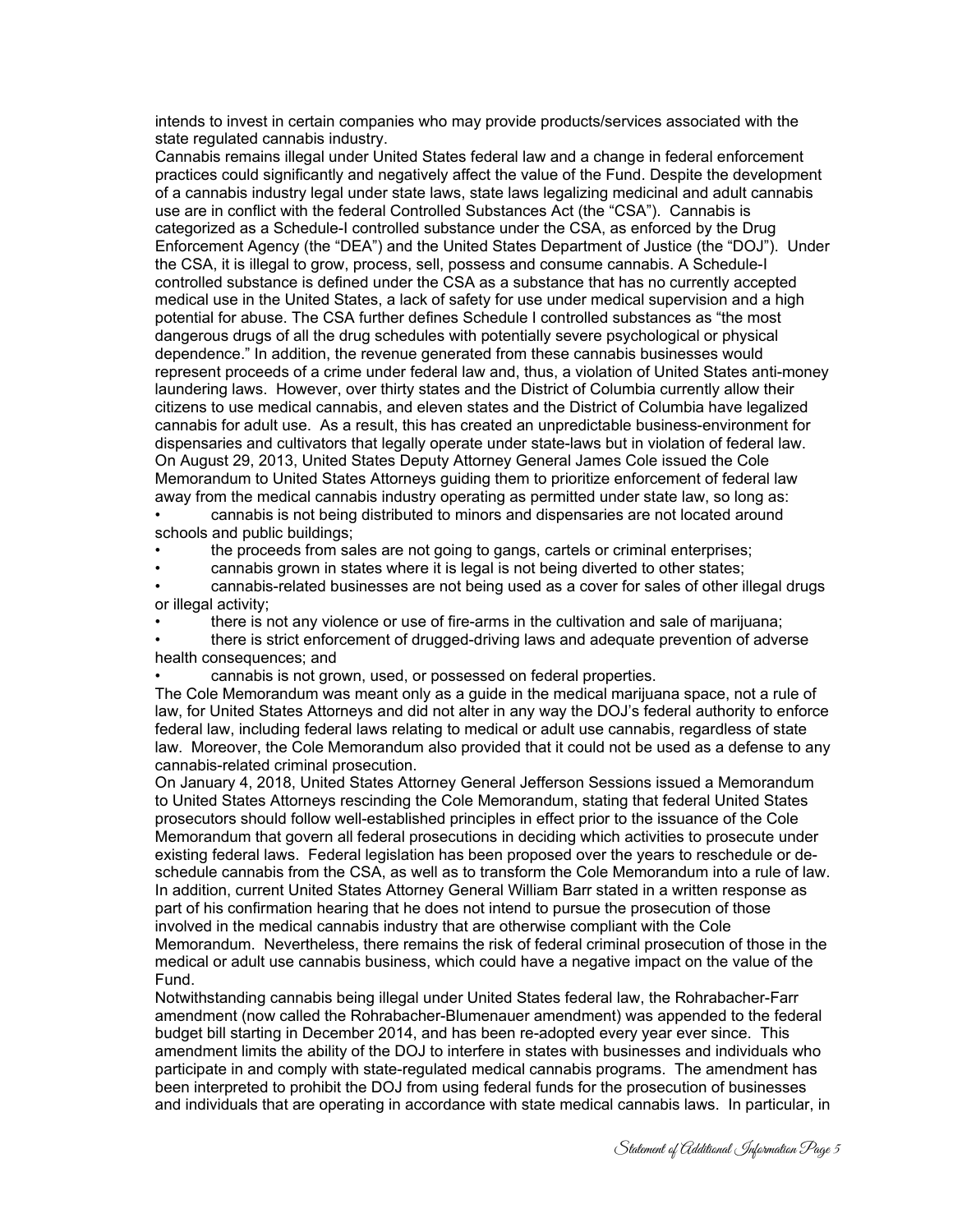intends to invest in certain companies who may provide products/services associated with the state regulated cannabis industry.

Cannabis remains illegal under United States federal law and a change in federal enforcement practices could significantly and negatively affect the value of the Fund. Despite the development of a cannabis industry legal under state laws, state laws legalizing medicinal and adult cannabis use are in conflict with the federal Controlled Substances Act (the "CSA"). Cannabis is categorized as a Schedule-I controlled substance under the CSA, as enforced by the Drug Enforcement Agency (the "DEA") and the United States Department of Justice (the "DOJ"). Under the CSA, it is illegal to grow, process, sell, possess and consume cannabis. A Schedule-I controlled substance is defined under the CSA as a substance that has no currently accepted medical use in the United States, a lack of safety for use under medical supervision and a high potential for abuse. The CSA further defines Schedule I controlled substances as "the most dangerous drugs of all the drug schedules with potentially severe psychological or physical dependence." In addition, the revenue generated from these cannabis businesses would represent proceeds of a crime under federal law and, thus, a violation of United States anti-money laundering laws. However, over thirty states and the District of Columbia currently allow their citizens to use medical cannabis, and eleven states and the District of Columbia have legalized cannabis for adult use. As a result, this has created an unpredictable business-environment for dispensaries and cultivators that legally operate under state-laws but in violation of federal law.

On August 29, 2013, United States Deputy Attorney General James Cole issued the Cole Memorandum to United States Attorneys guiding them to prioritize enforcement of federal law away from the medical cannabis industry operating as permitted under state law, so long as:

- cannabis is not being distributed to minors and dispensaries are not located around schools and public buildings;
- the proceeds from sales are not going to gangs, cartels or criminal enterprises;
- cannabis grown in states where it is legal is not being diverted to other states;
- cannabis-related businesses are not being used as a cover for sales of other illegal drugs or illegal activity;
- there is not any violence or use of fire-arms in the cultivation and sale of marijuana;
- there is strict enforcement of drugged-driving laws and adequate prevention of adverse health consequences; and
- cannabis is not grown, used, or possessed on federal properties.

The Cole Memorandum was meant only as a guide in the medical marijuana space, not a rule of law, for United States Attorneys and did not alter in any way the DOJ's federal authority to enforce federal law, including federal laws relating to medical or adult use cannabis, regardless of state law. Moreover, the Cole Memorandum also provided that it could not be used as a defense to any cannabis-related criminal prosecution.

On January 4, 2018, United States Attorney General Jefferson Sessions issued a Memorandum to United States Attorneys rescinding the Cole Memorandum, stating that federal United States prosecutors should follow well-established principles in effect prior to the issuance of the Cole Memorandum that govern all federal prosecutions in deciding which activities to prosecute under existing federal laws. Federal legislation has been proposed over the years to reschedule or de-schedule cannabis from the CSA, as well as to transform the Cole Memorandum into a rule of law. In addition, current United States Attorney General William Barr stated in a written response as part of his confirmation hearing that he does not intend to pursue the prosecution of those involved in the medical cannabis industry that are otherwise compliant with the Cole Memorandum. Nevertheless, there remains the risk of federal criminal prosecution of those in the medical or adult use cannabis business, which could have a negative impact on the value of the Fund.

Notwithstanding cannabis being illegal under United States federal law, the Rohrabacher-Farr amendment (now called the Rohrabacher-Blumenauer amendment) was appended to the federal budget bill starting in December 2014, and has been re-adopted every year ever since. This amendment limits the ability of the DOJ to interfere in states with businesses and individuals who participate in and comply with state-regulated medical cannabis programs. The amendment has been interpreted to prohibit the DOJ from using federal funds for the prosecution of businesses and individuals that are operating in accordance with state medical cannabis laws. In particular, in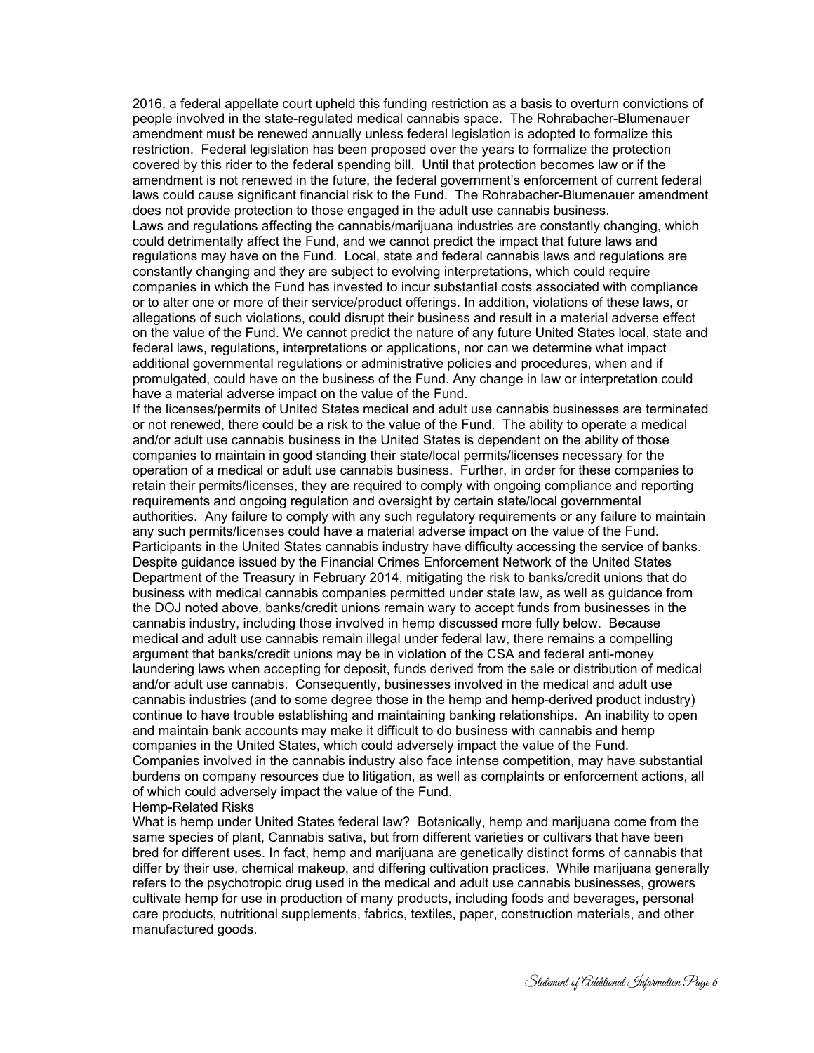2016, a federal appellate court upheld this funding restriction as a basis to overturn convictions of people involved in the state-regulated medical cannabis space. The Rohrabacher-Blumenauer amendment must be renewed annually unless federal legislation is adopted to formalize this restriction. Federal legislation has been proposed over the years to formalize the protection covered by this rider to the federal spending bill. Until that protection becomes law or if the amendment is not renewed in the future, the federal government's enforcement of current federal laws could cause significant financial risk to the Fund. The Rohrabacher-Blumenauer amendment does not provide protection to those engaged in the adult use cannabis business.

Laws and regulations affecting the cannabis/marijuana industries are constantly changing, which could detrimentally affect the Fund, and we cannot predict the impact that future laws and regulations may have on the Fund. Local, state and federal cannabis laws and regulations are constantly changing and they are subject to evolving interpretations, which could require companies in which the Fund has invested to incur substantial costs associated with compliance or to alter one or more of their service/product offerings. In addition, violations of these laws, or allegations of such violations, could disrupt their business and result in a material adverse effect on the value of the Fund. We cannot predict the nature of any future United States local, state and federal laws, regulations, interpretations or applications, nor can we determine what impact additional governmental regulations or administrative policies and procedures, when and if promulgated, could have on the business of the Fund. Any change in law or interpretation could have a material adverse impact on the value of the Fund.

If the licenses/permits of United States medical and adult use cannabis businesses are terminated or not renewed, there could be a risk to the value of the Fund. The ability to operate a medical and/or adult use cannabis business in the United States is dependent on the ability of those companies to maintain in good standing their state/local permits/licenses necessary for the operation of a medical or adult use cannabis business. Further, in order for these companies to retain their permits/licenses, they are required to comply with ongoing compliance and reporting requirements and ongoing regulation and oversight by certain state/local governmental authorities. Any failure to comply with any such regulatory requirements or any failure to maintain any such permits/licenses could have a material adverse impact on the value of the Fund.

Participants in the United States cannabis industry have difficulty accessing the service of banks. Despite guidance issued by the Financial Crimes Enforcement Network of the United States Department of the Treasury in February 2014, mitigating the risk to banks/credit unions that do business with medical cannabis companies permitted under state law, as well as guidance from the DOJ noted above, banks/credit unions remain wary to accept funds from businesses in the cannabis industry, including those involved in hemp discussed more fully below. Because medical and adult use cannabis remain illegal under federal law, there remains a compelling argument that banks/credit unions may be in violation of the CSA and federal anti-money laundering laws when accepting for deposit, funds derived from the sale or distribution of medical and/or adult use cannabis. Consequently, businesses involved in the medical and adult use cannabis industries (and to some degree those in the hemp and hemp-derived product industry) continue to have trouble establishing and maintaining banking relationships. An inability to open and maintain bank accounts may make it difficult to do business with cannabis and hemp companies in the United States, which could adversely impact the value of the Fund.

Companies involved in the cannabis industry also face intense competition, may have substantial burdens on company resources due to litigation, as well as complaints or enforcement actions, all of which could adversely impact the value of the Fund.

Hemp-Related Risks

What is hemp under United States federal law? Botanically, hemp and marijuana come from the same species of plant, Cannabis sativa, but from different varieties or cultivars that have been bred for different uses. In fact, hemp and marijuana are genetically distinct forms of cannabis that differ by their use, chemical makeup, and differing cultivation practices. While marijuana generally refers to the psychotropic drug used in the medical and adult use cannabis businesses, growers cultivate hemp for use in production of many products, including foods and beverages, personal care products, nutritional supplements, fabrics, textiles, paper, construction materials, and other manufactured goods.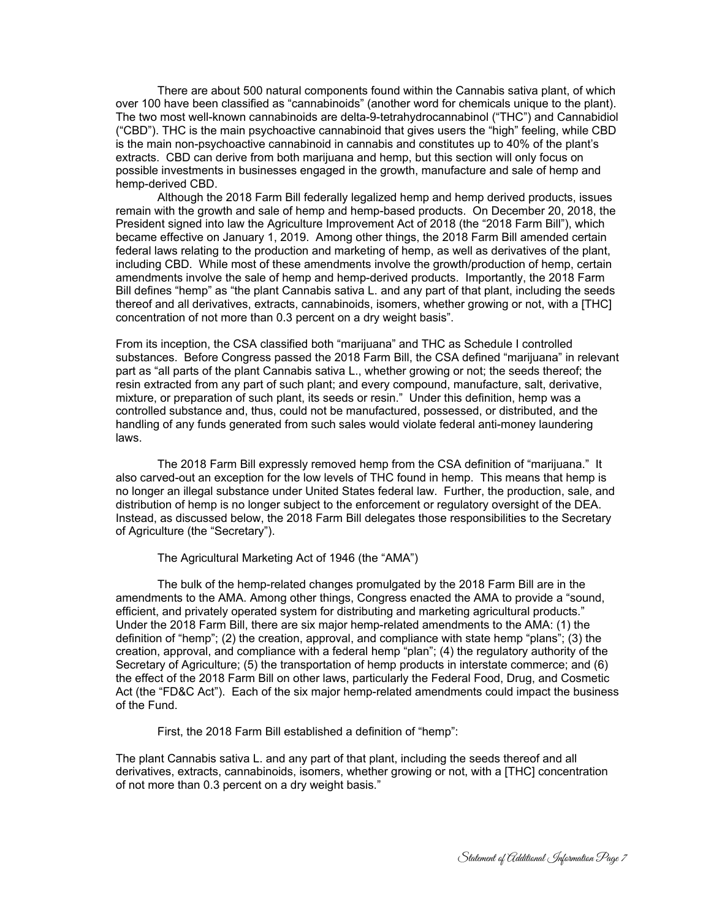There are about 500 natural components found within the Cannabis sativa plant, of which over 100 have been classified as "cannabinoids" (another word for chemicals unique to the plant). The two most well-known cannabinoids are delta-9-tetrahydrocannabinol ("THC") and Cannabidiol ("CBD"). THC is the main psychoactive cannabinoid that gives users the "high" feeling, while CBD is the main non-psychoactive cannabinoid in cannabis and constitutes up to 40% of the plant's extracts. CBD can derive from both marijuana and hemp, but this section will only focus on possible investments in businesses engaged in the growth, manufacture and sale of hemp and hemp-derived CBD.

Although the 2018 Farm Bill federally legalized hemp and hemp derived products, issues remain with the growth and sale of hemp and hemp-based products. On December 20, 2018, the President signed into law the Agriculture Improvement Act of 2018 (the "2018 Farm Bill"), which became effective on January 1, 2019. Among other things, the 2018 Farm Bill amended certain federal laws relating to the production and marketing of hemp, as well as derivatives of the plant, including CBD. While most of these amendments involve the growth/production of hemp, certain amendments involve the sale of hemp and hemp-derived products. Importantly, the 2018 Farm Bill defines "hemp" as "the plant Cannabis sativa L. and any part of that plant, including the seeds thereof and all derivatives, extracts, cannabinoids, isomers, whether growing or not, with a [THC] concentration of not more than 0.3 percent on a dry weight basis".

From its inception, the CSA classified both "marijuana" and THC as Schedule I controlled substances. Before Congress passed the 2018 Farm Bill, the CSA defined "marijuana" in relevant part as "all parts of the plant Cannabis sativa L., whether growing or not; the seeds thereof; the resin extracted from any part of such plant; and every compound, manufacture, salt, derivative, mixture, or preparation of such plant, its seeds or resin." Under this definition, hemp was a controlled substance and, thus, could not be manufactured, possessed, or distributed, and the handling of any funds generated from such sales would violate federal anti-money laundering laws.

The 2018 Farm Bill expressly removed hemp from the CSA definition of "marijuana." It also carved-out an exception for the low levels of THC found in hemp. This means that hemp is no longer an illegal substance under United States federal law. Further, the production, sale, and distribution of hemp is no longer subject to the enforcement or regulatory oversight of the DEA. Instead, as discussed below, the 2018 Farm Bill delegates those responsibilities to the Secretary of Agriculture (the "Secretary").

The Agricultural Marketing Act of 1946 (the "AMA")

The bulk of the hemp-related changes promulgated by the 2018 Farm Bill are in the amendments to the AMA. Among other things, Congress enacted the AMA to provide a "sound, efficient, and privately operated system for distributing and marketing agricultural products." Under the 2018 Farm Bill, there are six major hemp-related amendments to the AMA: (1) the definition of "hemp"; (2) the creation, approval, and compliance with state hemp "plans"; (3) the creation, approval, and compliance with a federal hemp "plan"; (4) the regulatory authority of the Secretary of Agriculture; (5) the transportation of hemp products in interstate commerce; and (6) the effect of the 2018 Farm Bill on other laws, particularly the Federal Food, Drug, and Cosmetic Act (the "FD&C Act"). Each of the six major hemp-related amendments could impact the business of the Fund.

First, the 2018 Farm Bill established a definition of "hemp":

The plant Cannabis sativa L. and any part of that plant, including the seeds thereof and all derivatives, extracts, cannabinoids, isomers, whether growing or not, with a [THC] concentration of not more than 0.3 percent on a dry weight basis."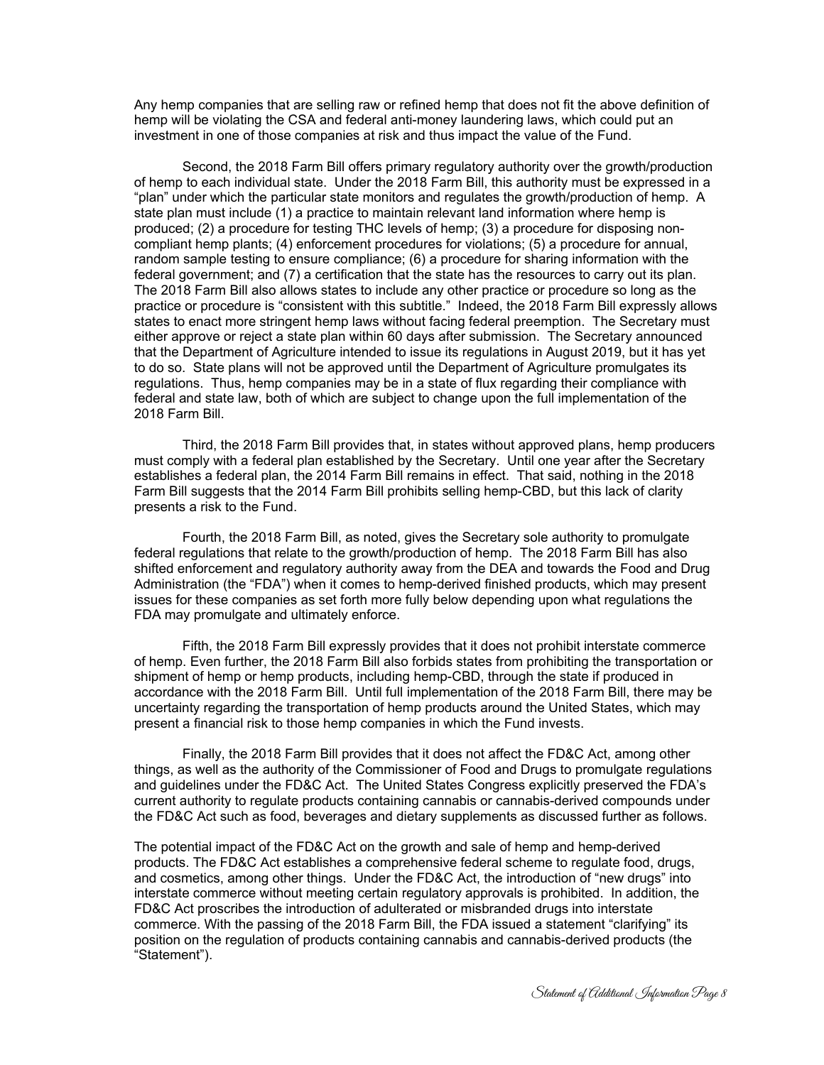Any hemp companies that are selling raw or refined hemp that does not fit the above definition of hemp will be violating the CSA and federal anti-money laundering laws, which could put an investment in one of those companies at risk and thus impact the value of the Fund.

Second, the 2018 Farm Bill offers primary regulatory authority over the growth/production of hemp to each individual state. Under the 2018 Farm Bill, this authority must be expressed in a "plan" under which the particular state monitors and regulates the growth/production of hemp. A state plan must include (1) a practice to maintain relevant land information where hemp is produced; (2) a procedure for testing THC levels of hemp; (3) a procedure for disposing non-compliant hemp plants; (4) enforcement procedures for violations; (5) a procedure for annual, random sample testing to ensure compliance; (6) a procedure for sharing information with the federal government; and (7) a certification that the state has the resources to carry out its plan. The 2018 Farm Bill also allows states to include any other practice or procedure so long as the practice or procedure is "consistent with this subtitle." Indeed, the 2018 Farm Bill expressly allows states to enact more stringent hemp laws without facing federal preemption. The Secretary must either approve or reject a state plan within 60 days after submission. The Secretary announced that the Department of Agriculture intended to issue its regulations in August 2019, but it has yet to do so. State plans will not be approved until the Department of Agriculture promulgates its regulations. Thus, hemp companies may be in a state of flux regarding their compliance with federal and state law, both of which are subject to change upon the full implementation of the 2018 Farm Bill.

Third, the 2018 Farm Bill provides that, in states without approved plans, hemp producers must comply with a federal plan established by the Secretary. Until one year after the Secretary establishes a federal plan, the 2014 Farm Bill remains in effect. That said, nothing in the 2018 Farm Bill suggests that the 2014 Farm Bill prohibits selling hemp-CBD, but this lack of clarity presents a risk to the Fund.

Fourth, the 2018 Farm Bill, as noted, gives the Secretary sole authority to promulgate federal regulations that relate to the growth/production of hemp. The 2018 Farm Bill has also shifted enforcement and regulatory authority away from the DEA and towards the Food and Drug Administration (the "FDA") when it comes to hemp-derived finished products, which may present issues for these companies as set forth more fully below depending upon what regulations the FDA may promulgate and ultimately enforce.

Fifth, the 2018 Farm Bill expressly provides that it does not prohibit interstate commerce of hemp. Even further, the 2018 Farm Bill also forbids states from prohibiting the transportation or shipment of hemp or hemp products, including hemp-CBD, through the state if produced in accordance with the 2018 Farm Bill. Until full implementation of the 2018 Farm Bill, there may be uncertainty regarding the transportation of hemp products around the United States, which may present a financial risk to those hemp companies in which the Fund invests.

Finally, the 2018 Farm Bill provides that it does not affect the FD&C Act, among other things, as well as the authority of the Commissioner of Food and Drugs to promulgate regulations and guidelines under the FD&C Act. The United States Congress explicitly preserved the FDA's current authority to regulate products containing cannabis or cannabis-derived compounds under the FD&C Act such as food, beverages and dietary supplements as discussed further as follows.

The potential impact of the FD&C Act on the growth and sale of hemp and hemp-derived products. The FD&C Act establishes a comprehensive federal scheme to regulate food, drugs, and cosmetics, among other things. Under the FD&C Act, the introduction of "new drugs" into interstate commerce without meeting certain regulatory approvals is prohibited. In addition, the FD&C Act proscribes the introduction of adulterated or misbranded drugs into interstate commerce. With the passing of the 2018 Farm Bill, the FDA issued a statement "clarifying" its position on the regulation of products containing cannabis and cannabis-derived products (the "Statement").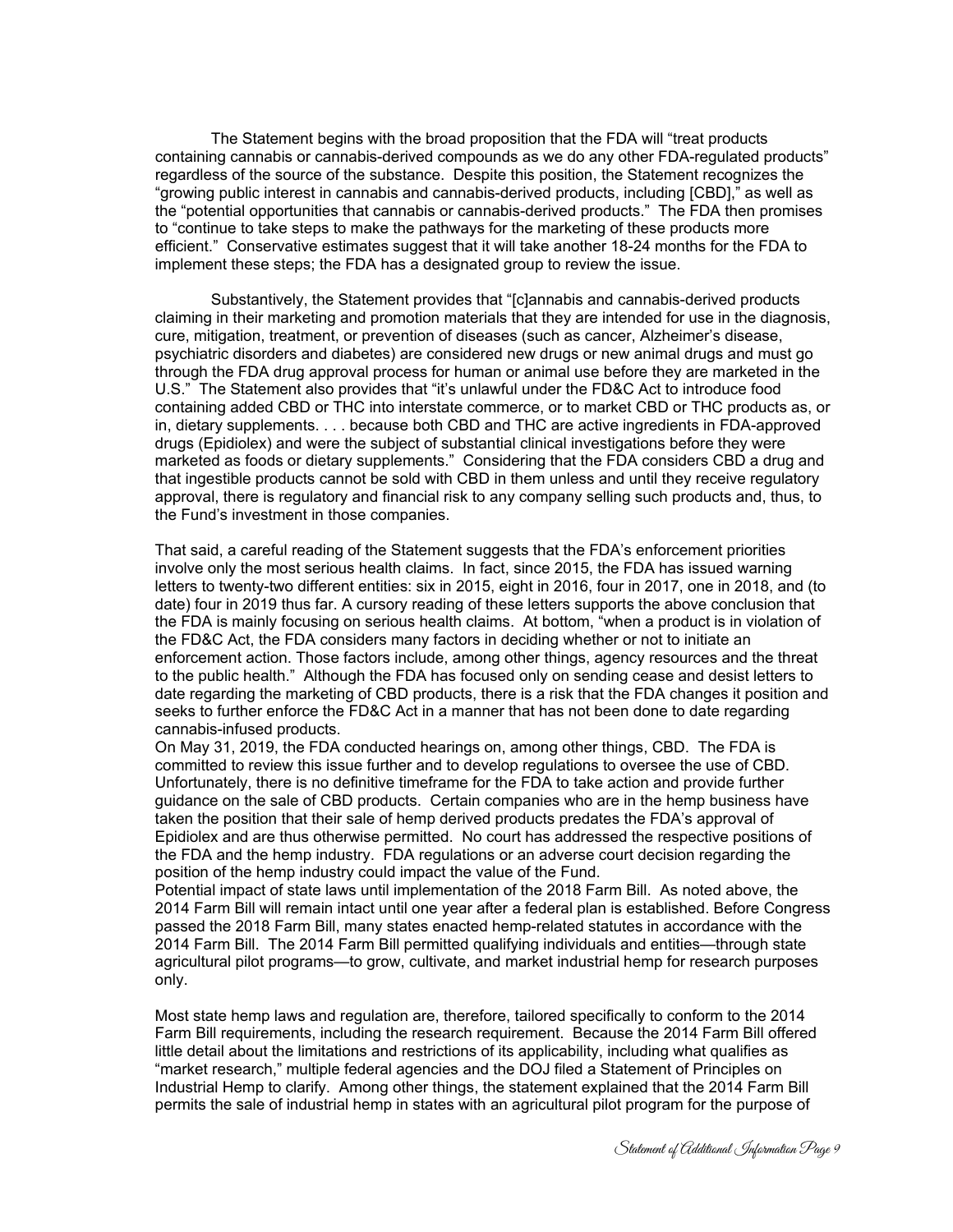The Statement begins with the broad proposition that the FDA will "treat products containing cannabis or cannabis-derived compounds as we do any other FDA-regulated products" regardless of the source of the substance. Despite this position, the Statement recognizes the "growing public interest in cannabis and cannabis-derived products, including [CBD]," as well as the "potential opportunities that cannabis or cannabis-derived products." The FDA then promises to "continue to take steps to make the pathways for the marketing of these products more efficient." Conservative estimates suggest that it will take another 18-24 months for the FDA to implement these steps; the FDA has a designated group to review the issue.

Substantively, the Statement provides that "[c]annabis and cannabis-derived products claiming in their marketing and promotion materials that they are intended for use in the diagnosis, cure, mitigation, treatment, or prevention of diseases (such as cancer, Alzheimer's disease, psychiatric disorders and diabetes) are considered new drugs or new animal drugs and must go through the FDA drug approval process for human or animal use before they are marketed in the U.S." The Statement also provides that "it's unlawful under the FD&C Act to introduce food containing added CBD or THC into interstate commerce, or to market CBD or THC products as, or in, dietary supplements. . . . because both CBD and THC are active ingredients in FDA-approved drugs (Epidiolex) and were the subject of substantial clinical investigations before they were marketed as foods or dietary supplements." Considering that the FDA considers CBD a drug and that ingestible products cannot be sold with CBD in them unless and until they receive regulatory approval, there is regulatory and financial risk to any company selling such products and, thus, to the Fund's investment in those companies.

That said, a careful reading of the Statement suggests that the FDA's enforcement priorities involve only the most serious health claims. In fact, since 2015, the FDA has issued warning letters to twenty-two different entities: six in 2015, eight in 2016, four in 2017, one in 2018, and (to date) four in 2019 thus far. A cursory reading of these letters supports the above conclusion that the FDA is mainly focusing on serious health claims. At bottom, "when a product is in violation of the FD&C Act, the FDA considers many factors in deciding whether or not to initiate an enforcement action. Those factors include, among other things, agency resources and the threat to the public health." Although the FDA has focused only on sending cease and desist letters to date regarding the marketing of CBD products, there is a risk that the FDA changes it position and seeks to further enforce the FD&C Act in a manner that has not been done to date regarding cannabis-infused products.

On May 31, 2019, the FDA conducted hearings on, among other things, CBD. The FDA is committed to review this issue further and to develop regulations to oversee the use of CBD. Unfortunately, there is no definitive timeframe for the FDA to take action and provide further guidance on the sale of CBD products. Certain companies who are in the hemp business have taken the position that their sale of hemp derived products predates the FDA's approval of Epidiolex and are thus otherwise permitted. No court has addressed the respective positions of the FDA and the hemp industry. FDA regulations or an adverse court decision regarding the position of the hemp industry could impact the value of the Fund.

Potential impact of state laws until implementation of the 2018 Farm Bill. As noted above, the 2014 Farm Bill will remain intact until one year after a federal plan is established. Before Congress passed the 2018 Farm Bill, many states enacted hemp-related statutes in accordance with the 2014 Farm Bill. The 2014 Farm Bill permitted qualifying individuals and entities—through state agricultural pilot programs—to grow, cultivate, and market industrial hemp for research purposes only.

Most state hemp laws and regulation are, therefore, tailored specifically to conform to the 2014 Farm Bill requirements, including the research requirement. Because the 2014 Farm Bill offered little detail about the limitations and restrictions of its applicability, including what qualifies as "market research," multiple federal agencies and the DOJ filed a Statement of Principles on Industrial Hemp to clarify. Among other things, the statement explained that the 2014 Farm Bill permits the sale of industrial hemp in states with an agricultural pilot program for the purpose of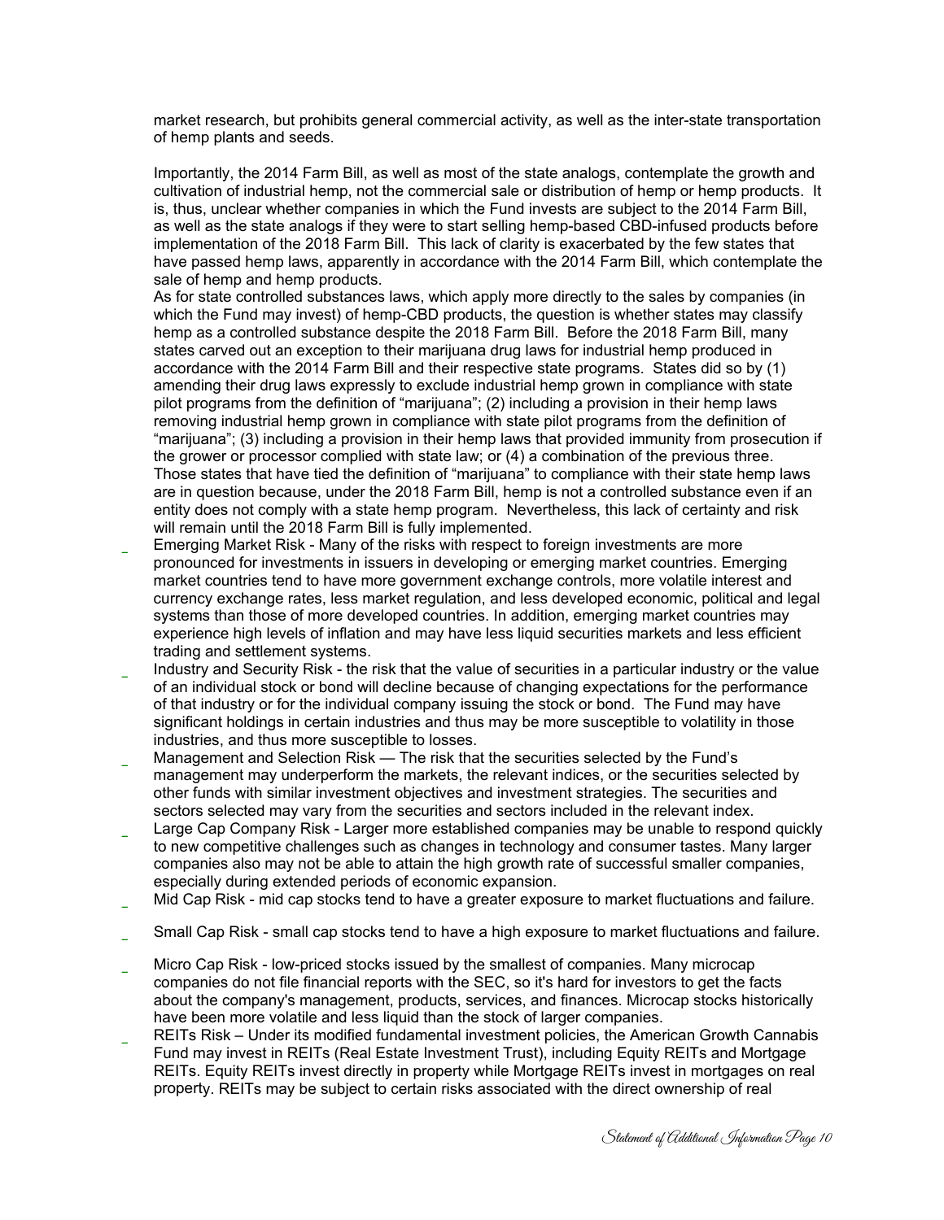market research, but prohibits general commercial activity, as well as the inter-state transportation of hemp plants and seeds.

Importantly, the 2014 Farm Bill, as well as most of the state analogs, contemplate the growth and cultivation of industrial hemp, not the commercial sale or distribution of hemp or hemp products. It is, thus, unclear whether companies in which the Fund invests are subject to the 2014 Farm Bill, as well as the state analogs if they were to start selling hemp-based CBD-infused products before implementation of the 2018 Farm Bill. This lack of clarity is exacerbated by the few states that have passed hemp laws, apparently in accordance with the 2014 Farm Bill, which contemplate the sale of hemp and hemp products.

As for state controlled substances laws, which apply more directly to the sales by companies (in which the Fund may invest) of hemp-CBD products, the question is whether states may classify hemp as a controlled substance despite the 2018 Farm Bill. Before the 2018 Farm Bill, many states carved out an exception to their marijuana drug laws for industrial hemp produced in accordance with the 2014 Farm Bill and their respective state programs. States did so by (1) amending their drug laws expressly to exclude industrial hemp grown in compliance with state pilot programs from the definition of "marijuana"; (2) including a provision in their hemp laws removing industrial hemp grown in compliance with state pilot programs from the definition of "marijuana"; (3) including a provision in their hemp laws that provided immunity from prosecution if the grower or processor complied with state law; or (4) a combination of the previous three. Those states that have tied the definition of "marijuana" to compliance with their state hemp laws are in question because, under the 2018 Farm Bill, hemp is not a controlled substance even if an entity does not comply with a state hemp program. Nevertheless, this lack of certainty and risk will remain until the 2018 Farm Bill is fully implemented.

- Emerging Market Risk - Many of the risks with respect to foreign investments are more pronounced for investments in issuers in developing or emerging market countries. Emerging market countries tend to have more government exchange controls, more volatile interest and currency exchange rates, less market regulation, and less developed economic, political and legal systems than those of more developed countries. In addition, emerging market countries may experience high levels of inflation and may have less liquid securities markets and less efficient trading and settlement systems.
- Industry and Security Risk - the risk that the value of securities in a particular industry or the value of an individual stock or bond will decline because of changing expectations for the performance of that industry or for the individual company issuing the stock or bond. The Fund may have significant holdings in certain industries and thus may be more susceptible to volatility in those industries, and thus more susceptible to losses.
- Management and Selection Risk — The risk that the securities selected by the Fund's management may underperform the markets, the relevant indices, or the securities selected by other funds with similar investment objectives and investment strategies. The securities and sectors selected may vary from the securities and sectors included in the relevant index.
- Large Cap Company Risk - Larger more established companies may be unable to respond quickly to new competitive challenges such as changes in technology and consumer tastes. Many larger companies also may not be able to attain the high growth rate of successful smaller companies, especially during extended periods of economic expansion.
- Mid Cap Risk - mid cap stocks tend to have a greater exposure to market fluctuations and failure.
- Small Cap Risk - small cap stocks tend to have a high exposure to market fluctuations and failure.
- Micro Cap Risk - low-priced stocks issued by the smallest of companies. Many microcap companies do not file financial reports with the SEC, so it's hard for investors to get the facts about the company's management, products, services, and finances. Microcap stocks historically have been more volatile and less liquid than the stock of larger companies.
- REITs Risk – Under its modified fundamental investment policies, the American Growth Cannabis Fund may invest in REITs (Real Estate Investment Trust), including Equity REITs and Mortgage REITs. Equity REITs invest directly in property while Mortgage REITs invest in mortgages on real property. REITs may be subject to certain risks associated with the direct ownership of real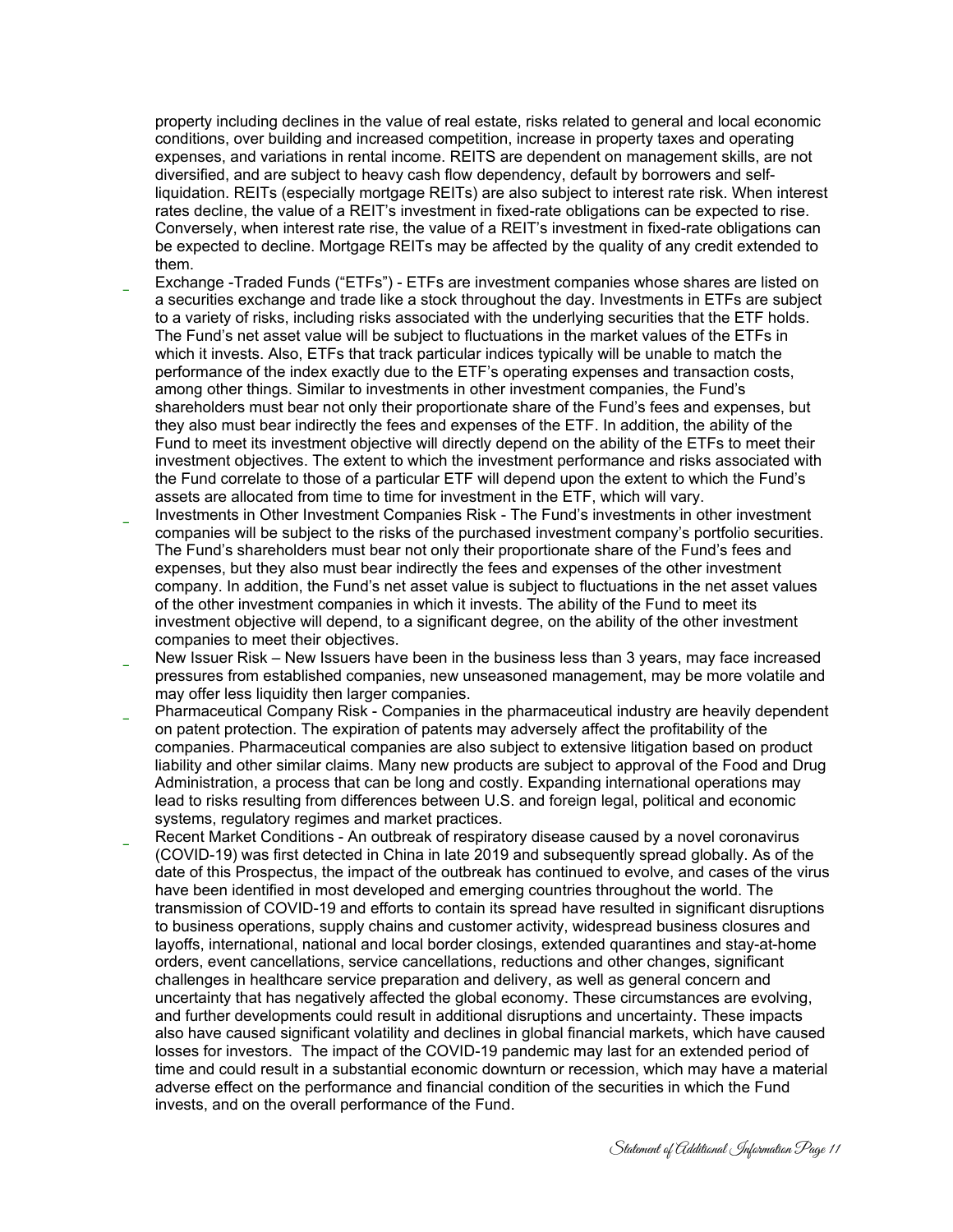property including declines in the value of real estate, risks related to general and local economic conditions, over building and increased competition, increase in property taxes and operating expenses, and variations in rental income. REITS are dependent on management skills, are not diversified, and are subject to heavy cash flow dependency, default by borrowers and self-liquidation. REITs (especially mortgage REITs) are also subject to interest rate risk. When interest rates decline, the value of a REIT's investment in fixed-rate obligations can be expected to rise. Conversely, when interest rate rise, the value of a REIT's investment in fixed-rate obligations can be expected to decline. Mortgage REITs may be affected by the quality of any credit extended to them.

- Exchange -Traded Funds ("ETFs") - ETFs are investment companies whose shares are listed on a securities exchange and trade like a stock throughout the day. Investments in ETFs are subject to a variety of risks, including risks associated with the underlying securities that the ETF holds. The Fund's net asset value will be subject to fluctuations in the market values of the ETFs in which it invests. Also, ETFs that track particular indices typically will be unable to match the performance of the index exactly due to the ETF's operating expenses and transaction costs, among other things. Similar to investments in other investment companies, the Fund's shareholders must bear not only their proportionate share of the Fund's fees and expenses, but they also must bear indirectly the fees and expenses of the ETF. In addition, the ability of the Fund to meet its investment objective will directly depend on the ability of the ETFs to meet their investment objectives. The extent to which the investment performance and risks associated with the Fund correlate to those of a particular ETF will depend upon the extent to which the Fund's assets are allocated from time to time for investment in the ETF, which will vary.
- Investments in Other Investment Companies Risk - The Fund's investments in other investment companies will be subject to the risks of the purchased investment company's portfolio securities. The Fund's shareholders must bear not only their proportionate share of the Fund's fees and expenses, but they also must bear indirectly the fees and expenses of the other investment company. In addition, the Fund's net asset value is subject to fluctuations in the net asset values of the other investment companies in which it invests. The ability of the Fund to meet its investment objective will depend, to a significant degree, on the ability of the other investment companies to meet their objectives.
- New Issuer Risk – New Issuers have been in the business less than 3 years, may face increased pressures from established companies, new unseasoned management, may be more volatile and may offer less liquidity then larger companies.
- Pharmaceutical Company Risk - Companies in the pharmaceutical industry are heavily dependent on patent protection. The expiration of patents may adversely affect the profitability of the companies. Pharmaceutical companies are also subject to extensive litigation based on product liability and other similar claims. Many new products are subject to approval of the Food and Drug Administration, a process that can be long and costly. Expanding international operations may lead to risks resulting from differences between U.S. and foreign legal, political and economic systems, regulatory regimes and market practices.
- Recent Market Conditions - An outbreak of respiratory disease caused by a novel coronavirus (COVID-19) was first detected in China in late 2019 and subsequently spread globally. As of the date of this Prospectus, the impact of the outbreak has continued to evolve, and cases of the virus have been identified in most developed and emerging countries throughout the world. The transmission of COVID-19 and efforts to contain its spread have resulted in significant disruptions to business operations, supply chains and customer activity, widespread business closures and layoffs, international, national and local border closings, extended quarantines and stay-at-home orders, event cancellations, service cancellations, reductions and other changes, significant challenges in healthcare service preparation and delivery, as well as general concern and uncertainty that has negatively affected the global economy. These circumstances are evolving, and further developments could result in additional disruptions and uncertainty. These impacts also have caused significant volatility and declines in global financial markets, which have caused losses for investors. The impact of the COVID-19 pandemic may last for an extended period of time and could result in a substantial economic downturn or recession, which may have a material adverse effect on the performance and financial condition of the securities in which the Fund invests, and on the overall performance of the Fund.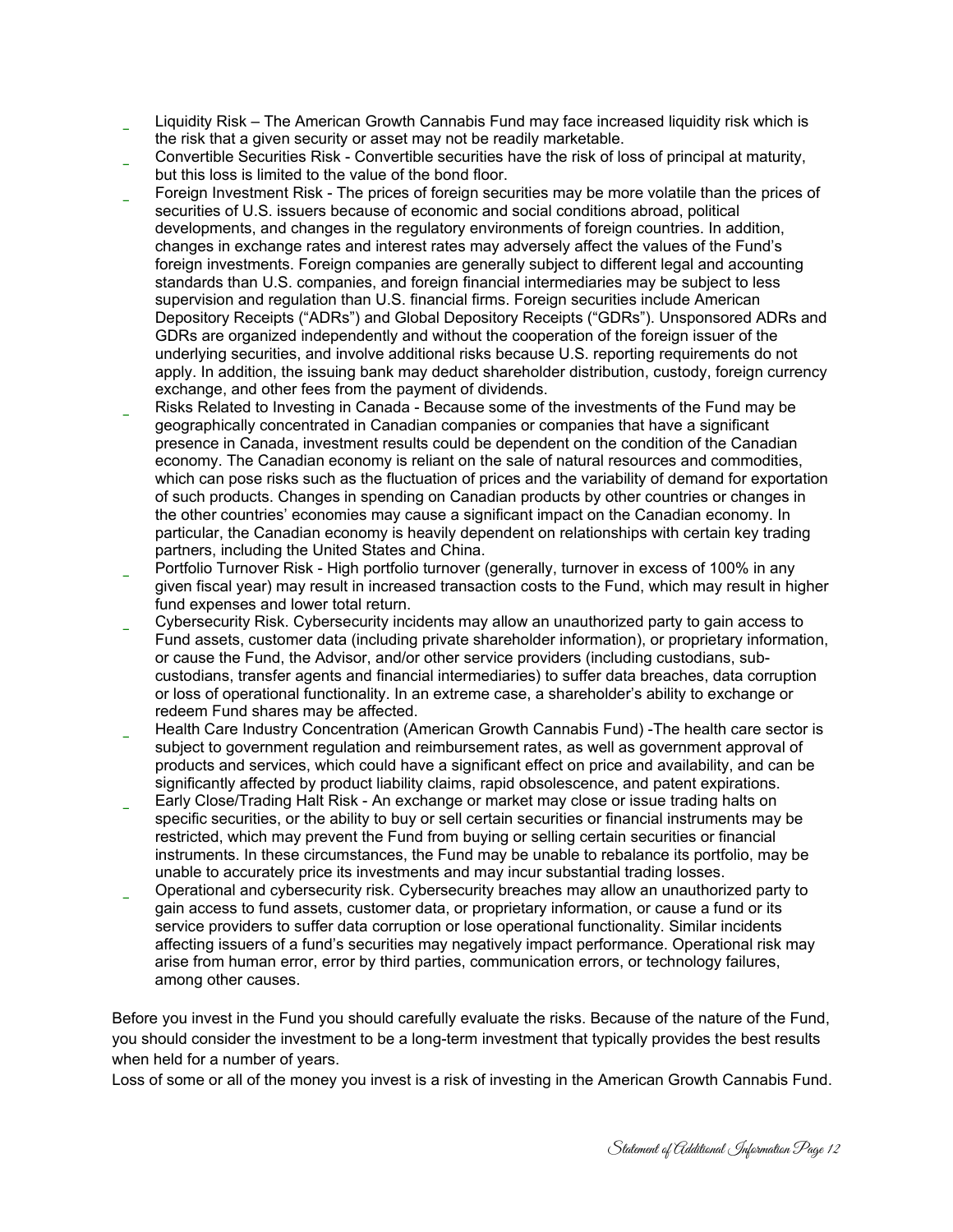- Liquidity Risk – The American Growth Cannabis Fund may face increased liquidity risk which is the risk that a given security or asset may not be readily marketable.
- Convertible Securities Risk - Convertible securities have the risk of loss of principal at maturity, but this loss is limited to the value of the bond floor.
- Foreign Investment Risk - The prices of foreign securities may be more volatile than the prices of securities of U.S. issuers because of economic and social conditions abroad, political developments, and changes in the regulatory environments of foreign countries. In addition, changes in exchange rates and interest rates may adversely affect the values of the Fund's foreign investments. Foreign companies are generally subject to different legal and accounting standards than U.S. companies, and foreign financial intermediaries may be subject to less supervision and regulation than U.S. financial firms. Foreign securities include American Depository Receipts ("ADRs") and Global Depository Receipts ("GDRs"). Unsponsored ADRs and GDRs are organized independently and without the cooperation of the foreign issuer of the underlying securities, and involve additional risks because U.S. reporting requirements do not apply. In addition, the issuing bank may deduct shareholder distribution, custody, foreign currency exchange, and other fees from the payment of dividends.
- Risks Related to Investing in Canada - Because some of the investments of the Fund may be geographically concentrated in Canadian companies or companies that have a significant presence in Canada, investment results could be dependent on the condition of the Canadian economy. The Canadian economy is reliant on the sale of natural resources and commodities, which can pose risks such as the fluctuation of prices and the variability of demand for exportation of such products. Changes in spending on Canadian products by other countries or changes in the other countries' economies may cause a significant impact on the Canadian economy. In particular, the Canadian economy is heavily dependent on relationships with certain key trading partners, including the United States and China.
- Portfolio Turnover Risk - High portfolio turnover (generally, turnover in excess of 100% in any given fiscal year) may result in increased transaction costs to the Fund, which may result in higher fund expenses and lower total return.
- Cybersecurity Risk. Cybersecurity incidents may allow an unauthorized party to gain access to Fund assets, customer data (including private shareholder information), or proprietary information, or cause the Fund, the Advisor, and/or other service providers (including custodians, sub-custodians, transfer agents and financial intermediaries) to suffer data breaches, data corruption or loss of operational functionality. In an extreme case, a shareholder's ability to exchange or redeem Fund shares may be affected.
- Health Care Industry Concentration (American Growth Cannabis Fund) -The health care sector is subject to government regulation and reimbursement rates, as well as government approval of products and services, which could have a significant effect on price and availability, and can be significantly affected by product liability claims, rapid obsolescence, and patent expirations.
- Early Close/Trading Halt Risk - An exchange or market may close or issue trading halts on specific securities, or the ability to buy or sell certain securities or financial instruments may be restricted, which may prevent the Fund from buying or selling certain securities or financial instruments. In these circumstances, the Fund may be unable to rebalance its portfolio, may be unable to accurately price its investments and may incur substantial trading losses.
- Operational and cybersecurity risk. Cybersecurity breaches may allow an unauthorized party to gain access to fund assets, customer data, or proprietary information, or cause a fund or its service providers to suffer data corruption or lose operational functionality. Similar incidents affecting issuers of a fund's securities may negatively impact performance. Operational risk may arise from human error, error by third parties, communication errors, or technology failures, among other causes.

Before you invest in the Fund you should carefully evaluate the risks. Because of the nature of the Fund, you should consider the investment to be a long-term investment that typically provides the best results when held for a number of years.
Loss of some or all of the money you invest is a risk of investing in the American Growth Cannabis Fund.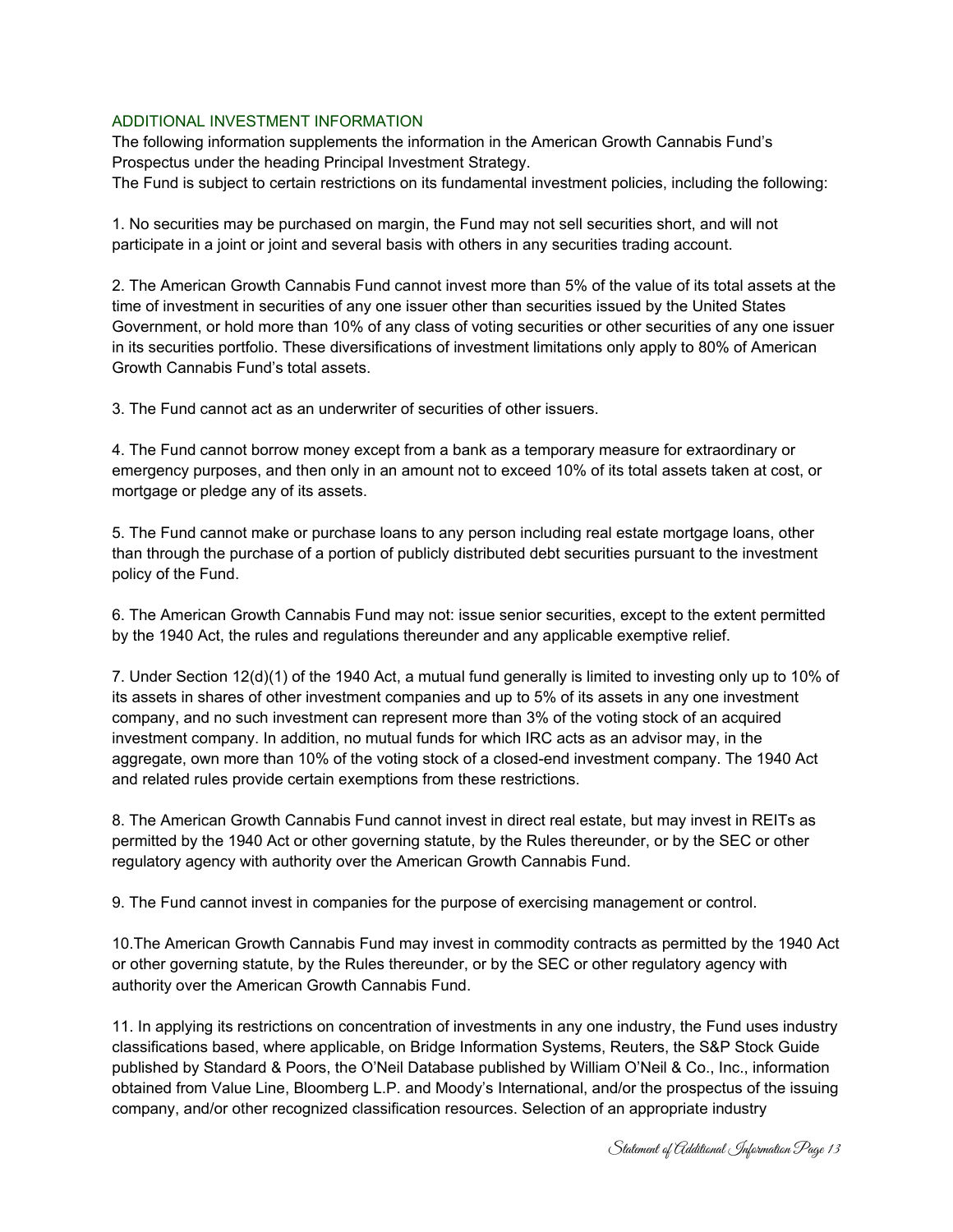## ADDITIONAL INVESTMENT INFORMATION

The following information supplements the information in the American Growth Cannabis Fund's Prospectus under the heading Principal Investment Strategy.
The Fund is subject to certain restrictions on its fundamental investment policies, including the following:

1. No securities may be purchased on margin, the Fund may not sell securities short, and will not participate in a joint or joint and several basis with others in any securities trading account.

2. The American Growth Cannabis Fund cannot invest more than 5% of the value of its total assets at the time of investment in securities of any one issuer other than securities issued by the United States Government, or hold more than 10% of any class of voting securities or other securities of any one issuer in its securities portfolio. These diversifications of investment limitations only apply to 80% of American Growth Cannabis Fund's total assets.

3. The Fund cannot act as an underwriter of securities of other issuers.

4. The Fund cannot borrow money except from a bank as a temporary measure for extraordinary or emergency purposes, and then only in an amount not to exceed 10% of its total assets taken at cost, or mortgage or pledge any of its assets.

5. The Fund cannot make or purchase loans to any person including real estate mortgage loans, other than through the purchase of a portion of publicly distributed debt securities pursuant to the investment policy of the Fund.

6. The American Growth Cannabis Fund may not: issue senior securities, except to the extent permitted by the 1940 Act, the rules and regulations thereunder and any applicable exemptive relief.

7. Under Section 12(d)(1) of the 1940 Act, a mutual fund generally is limited to investing only up to 10% of its assets in shares of other investment companies and up to 5% of its assets in any one investment company, and no such investment can represent more than 3% of the voting stock of an acquired investment company. In addition, no mutual funds for which IRC acts as an advisor may, in the aggregate, own more than 10% of the voting stock of a closed-end investment company. The 1940 Act and related rules provide certain exemptions from these restrictions.

8. The American Growth Cannabis Fund cannot invest in direct real estate, but may invest in REITs as permitted by the 1940 Act or other governing statute, by the Rules thereunder, or by the SEC or other regulatory agency with authority over the American Growth Cannabis Fund.

9. The Fund cannot invest in companies for the purpose of exercising management or control.

10.The American Growth Cannabis Fund may invest in commodity contracts as permitted by the 1940 Act or other governing statute, by the Rules thereunder, or by the SEC or other regulatory agency with authority over the American Growth Cannabis Fund.

11. In applying its restrictions on concentration of investments in any one industry, the Fund uses industry classifications based, where applicable, on Bridge Information Systems, Reuters, the S&P Stock Guide published by Standard & Poors, the O'Neil Database published by William O'Neil & Co., Inc., information obtained from Value Line, Bloomberg L.P. and Moody's International, and/or the prospectus of the issuing company, and/or other recognized classification resources. Selection of an appropriate industry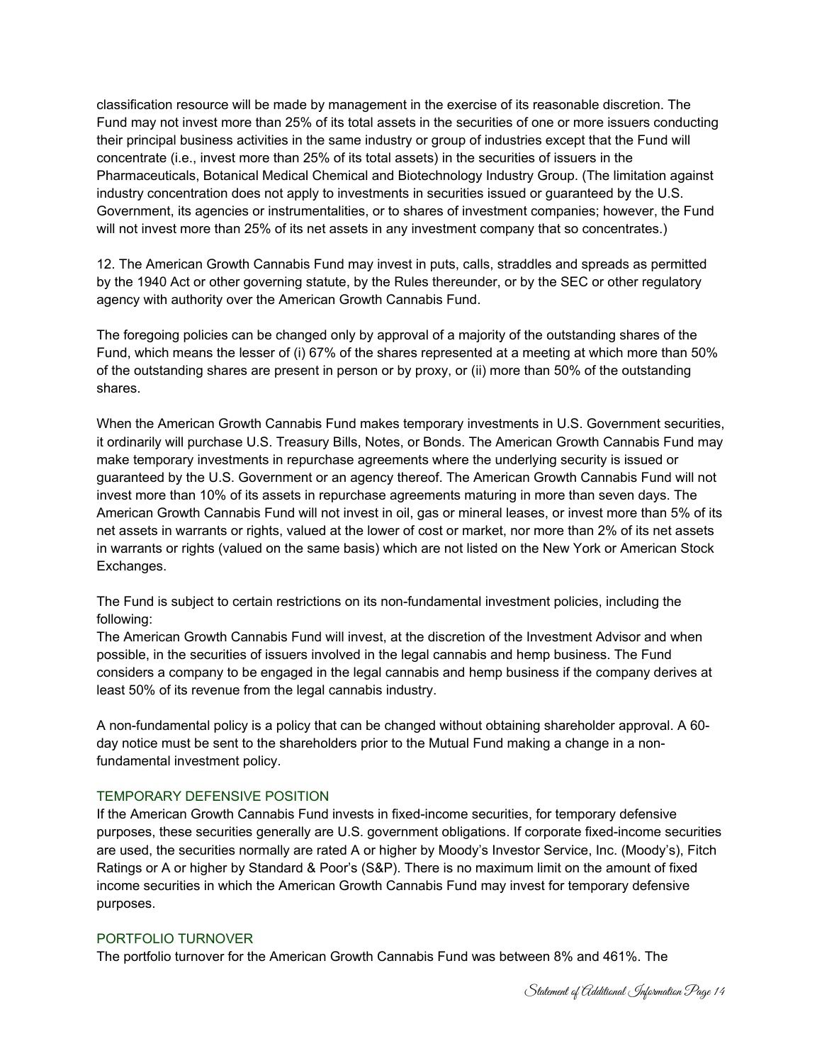classification resource will be made by management in the exercise of its reasonable discretion. The Fund may not invest more than 25% of its total assets in the securities of one or more issuers conducting their principal business activities in the same industry or group of industries except that the Fund will concentrate (i.e., invest more than 25% of its total assets) in the securities of issuers in the Pharmaceuticals, Botanical Medical Chemical and Biotechnology Industry Group. (The limitation against industry concentration does not apply to investments in securities issued or guaranteed by the U.S. Government, its agencies or instrumentalities, or to shares of investment companies; however, the Fund will not invest more than 25% of its net assets in any investment company that so concentrates.)

12. The American Growth Cannabis Fund may invest in puts, calls, straddles and spreads as permitted by the 1940 Act or other governing statute, by the Rules thereunder, or by the SEC or other regulatory agency with authority over the American Growth Cannabis Fund.

The foregoing policies can be changed only by approval of a majority of the outstanding shares of the Fund, which means the lesser of (i) 67% of the shares represented at a meeting at which more than 50% of the outstanding shares are present in person or by proxy, or (ii) more than 50% of the outstanding shares.

When the American Growth Cannabis Fund makes temporary investments in U.S. Government securities, it ordinarily will purchase U.S. Treasury Bills, Notes, or Bonds. The American Growth Cannabis Fund may make temporary investments in repurchase agreements where the underlying security is issued or guaranteed by the U.S. Government or an agency thereof. The American Growth Cannabis Fund will not invest more than 10% of its assets in repurchase agreements maturing in more than seven days. The American Growth Cannabis Fund will not invest in oil, gas or mineral leases, or invest more than 5% of its net assets in warrants or rights, valued at the lower of cost or market, nor more than 2% of its net assets in warrants or rights (valued on the same basis) which are not listed on the New York or American Stock Exchanges.

The Fund is subject to certain restrictions on its non-fundamental investment policies, including the following:
The American Growth Cannabis Fund will invest, at the discretion of the Investment Advisor and when possible, in the securities of issuers involved in the legal cannabis and hemp business. The Fund considers a company to be engaged in the legal cannabis and hemp business if the company derives at least 50% of its revenue from the legal cannabis industry.

A non-fundamental policy is a policy that can be changed without obtaining shareholder approval. A 60-day notice must be sent to the shareholders prior to the Mutual Fund making a change in a non-fundamental investment policy.

## TEMPORARY DEFENSIVE POSITION

If the American Growth Cannabis Fund invests in fixed-income securities, for temporary defensive purposes, these securities generally are U.S. government obligations. If corporate fixed-income securities are used, the securities normally are rated A or higher by Moody's Investor Service, Inc. (Moody's), Fitch Ratings or A or higher by Standard & Poor's (S&P). There is no maximum limit on the amount of fixed income securities in which the American Growth Cannabis Fund may invest for temporary defensive purposes.

## PORTFOLIO TURNOVER

The portfolio turnover for the American Growth Cannabis Fund was between 8% and 461%. The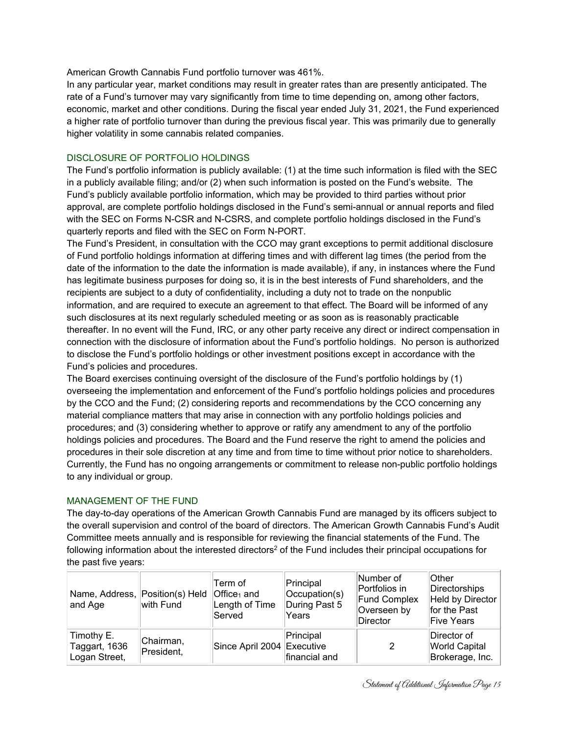American Growth Cannabis Fund portfolio turnover was 461%.

In any particular year, market conditions may result in greater rates than are presently anticipated. The rate of a Fund's turnover may vary significantly from time to time depending on, among other factors, economic, market and other conditions. During the fiscal year ended July 31, 2021, the Fund experienced a higher rate of portfolio turnover than during the previous fiscal year. This was primarily due to generally higher volatility in some cannabis related companies.

## DISCLOSURE OF PORTFOLIO HOLDINGS

The Fund's portfolio information is publicly available: (1) at the time such information is filed with the SEC in a publicly available filing; and/or (2) when such information is posted on the Fund's website. The Fund's publicly available portfolio information, which may be provided to third parties without prior approval, are complete portfolio holdings disclosed in the Fund's semi-annual or annual reports and filed with the SEC on Forms N-CSR and N-CSRS, and complete portfolio holdings disclosed in the Fund's quarterly reports and filed with the SEC on Form N-PORT.

The Fund's President, in consultation with the CCO may grant exceptions to permit additional disclosure of Fund portfolio holdings information at differing times and with different lag times (the period from the date of the information to the date the information is made available), if any, in instances where the Fund has legitimate business purposes for doing so, it is in the best interests of Fund shareholders, and the recipients are subject to a duty of confidentiality, including a duty not to trade on the nonpublic information, and are required to execute an agreement to that effect. The Board will be informed of any such disclosures at its next regularly scheduled meeting or as soon as is reasonably practicable thereafter. In no event will the Fund, IRC, or any other party receive any direct or indirect compensation in connection with the disclosure of information about the Fund's portfolio holdings. No person is authorized to disclose the Fund's portfolio holdings or other investment positions except in accordance with the Fund's policies and procedures.

The Board exercises continuing oversight of the disclosure of the Fund's portfolio holdings by (1) overseeing the implementation and enforcement of the Fund's portfolio holdings policies and procedures by the CCO and the Fund; (2) considering reports and recommendations by the CCO concerning any material compliance matters that may arise in connection with any portfolio holdings policies and procedures; and (3) considering whether to approve or ratify any amendment to any of the portfolio holdings policies and procedures. The Board and the Fund reserve the right to amend the policies and procedures in their sole discretion at any time and from time to time without prior notice to shareholders. Currently, the Fund has no ongoing arrangements or commitment to release non-public portfolio holdings to any individual or group.

## MANAGEMENT OF THE FUND

The day-to-day operations of the American Growth Cannabis Fund are managed by its officers subject to the overall supervision and control of the board of directors. The American Growth Cannabis Fund's Audit Committee meets annually and is responsible for reviewing the financial statements of the Fund. The following information about the interested directors[2] of the Fund includes their principal occupations for the past five years:

| Name, Address, and Age | Position(s) Held with Fund | Term of Office[1] and Length of Time Served | Principal Occupation(s) During Past 5 Years | Number of Portfolios in Fund Complex Overseen by Director | Other Directorships Held by Director for the Past Five Years |
|---|---|---|---|---|---|
| Timothy E. Taggart, 1636 Logan Street, | Chairman, President, | Since April 2004 | Principal Executive financial and | 2 | Director of World Capital Brokerage, Inc. |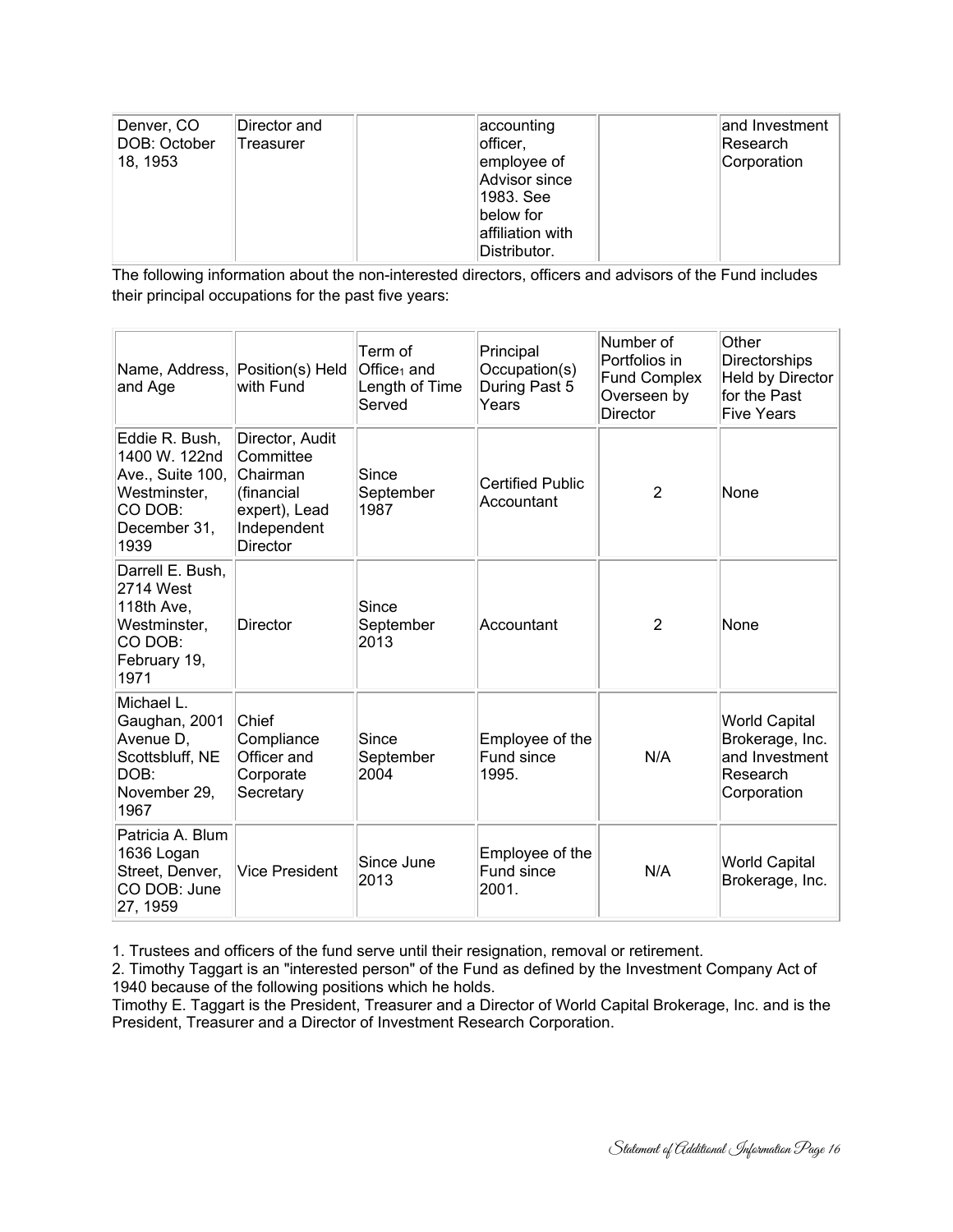| Denver, CO DOB: October 18, 1953 | Director and Treasurer | | accounting officer, employee of Advisor since 1983. See below for affiliation with Distributor. | | and Investment Research Corporation |
|---|---|---|---|---|---|

The following information about the non-interested directors, officers and advisors of the Fund includes their principal occupations for the past five years:

| Name, Address, and Age | Position(s) Held with Fund | Term of Office[1] and Length of Time Served | Principal Occupation(s) During Past 5 Years | Number of Portfolios in Fund Complex Overseen by Director | Other Directorships Held by Director for the Past Five Years |
|---|---|---|---|---|---|
| Eddie R. Bush, 1400 W. 122nd Ave., Suite 100, Westminster, CO DOB: December 31, 1939 | Director, Audit Committee Chairman (financial expert), Lead Independent Director | Since September 1987 | Certified Public Accountant | 2 | None |
| Darrell E. Bush, 2714 West 118th Ave, Westminster, CO DOB: February 19, 1971 | Director | Since September 2013 | Accountant | 2 | None |
| Michael L. Gaughan, 2001 Avenue D, Scottsbluff, NE DOB: November 29, 1967 | Chief Compliance Officer and Corporate Secretary | Since September 2004 | Employee of the Fund since 1995. | N/A | World Capital Brokerage, Inc. and Investment Research Corporation |
| Patricia A. Blum 1636 Logan Street, Denver, CO DOB: June 27, 1959 | Vice President | Since June 2013 | Employee of the Fund since 2001. | N/A | World Capital Brokerage, Inc. |

1. Trustees and officers of the fund serve until their resignation, removal or retirement.
2. Timothy Taggart is an "interested person" of the Fund as defined by the Investment Company Act of 1940 because of the following positions which he holds.
Timothy E. Taggart is the President, Treasurer and a Director of World Capital Brokerage, Inc. and is the President, Treasurer and a Director of Investment Research Corporation.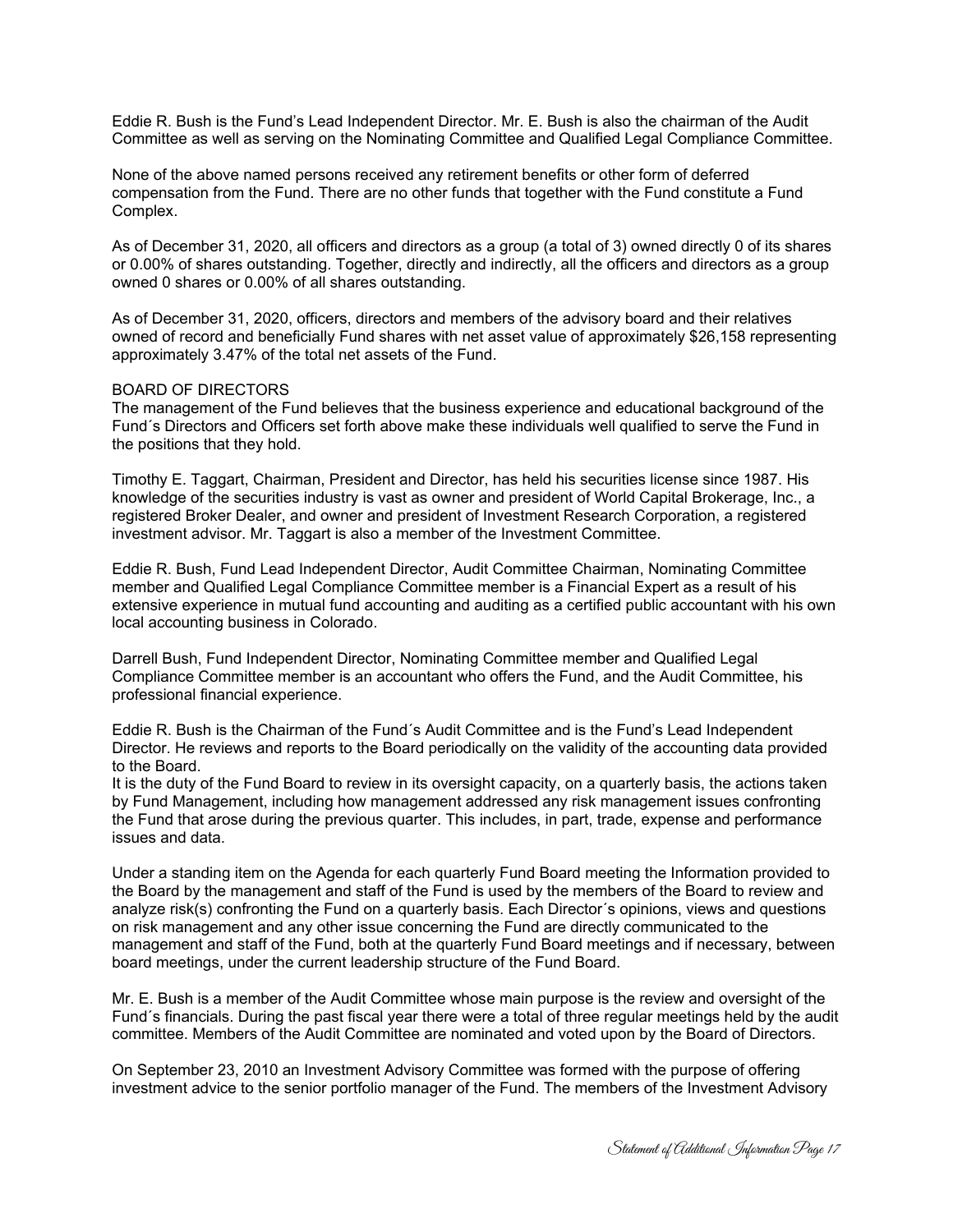Eddie R. Bush is the Fund's Lead Independent Director. Mr. E. Bush is also the chairman of the Audit Committee as well as serving on the Nominating Committee and Qualified Legal Compliance Committee.

None of the above named persons received any retirement benefits or other form of deferred compensation from the Fund. There are no other funds that together with the Fund constitute a Fund Complex.

As of December 31, 2020, all officers and directors as a group (a total of 3) owned directly 0 of its shares or 0.00% of shares outstanding. Together, directly and indirectly, all the officers and directors as a group owned 0 shares or 0.00% of all shares outstanding.

As of December 31, 2020, officers, directors and members of the advisory board and their relatives owned of record and beneficially Fund shares with net asset value of approximately $26,158 representing approximately 3.47% of the total net assets of the Fund.

## BOARD OF DIRECTORS

The management of the Fund believes that the business experience and educational background of the Fund´s Directors and Officers set forth above make these individuals well qualified to serve the Fund in the positions that they hold.

Timothy E. Taggart, Chairman, President and Director, has held his securities license since 1987. His knowledge of the securities industry is vast as owner and president of World Capital Brokerage, Inc., a registered Broker Dealer, and owner and president of Investment Research Corporation, a registered investment advisor. Mr. Taggart is also a member of the Investment Committee.

Eddie R. Bush, Fund Lead Independent Director, Audit Committee Chairman, Nominating Committee member and Qualified Legal Compliance Committee member is a Financial Expert as a result of his extensive experience in mutual fund accounting and auditing as a certified public accountant with his own local accounting business in Colorado.

Darrell Bush, Fund Independent Director, Nominating Committee member and Qualified Legal Compliance Committee member is an accountant who offers the Fund, and the Audit Committee, his professional financial experience.

Eddie R. Bush is the Chairman of the Fund´s Audit Committee and is the Fund's Lead Independent Director. He reviews and reports to the Board periodically on the validity of the accounting data provided to the Board.
It is the duty of the Fund Board to review in its oversight capacity, on a quarterly basis, the actions taken by Fund Management, including how management addressed any risk management issues confronting the Fund that arose during the previous quarter. This includes, in part, trade, expense and performance issues and data.

Under a standing item on the Agenda for each quarterly Fund Board meeting the Information provided to the Board by the management and staff of the Fund is used by the members of the Board to review and analyze risk(s) confronting the Fund on a quarterly basis. Each Director´s opinions, views and questions on risk management and any other issue concerning the Fund are directly communicated to the management and staff of the Fund, both at the quarterly Fund Board meetings and if necessary, between board meetings, under the current leadership structure of the Fund Board.

Mr. E. Bush is a member of the Audit Committee whose main purpose is the review and oversight of the Fund´s financials. During the past fiscal year there were a total of three regular meetings held by the audit committee. Members of the Audit Committee are nominated and voted upon by the Board of Directors.

On September 23, 2010 an Investment Advisory Committee was formed with the purpose of offering investment advice to the senior portfolio manager of the Fund. The members of the Investment Advisory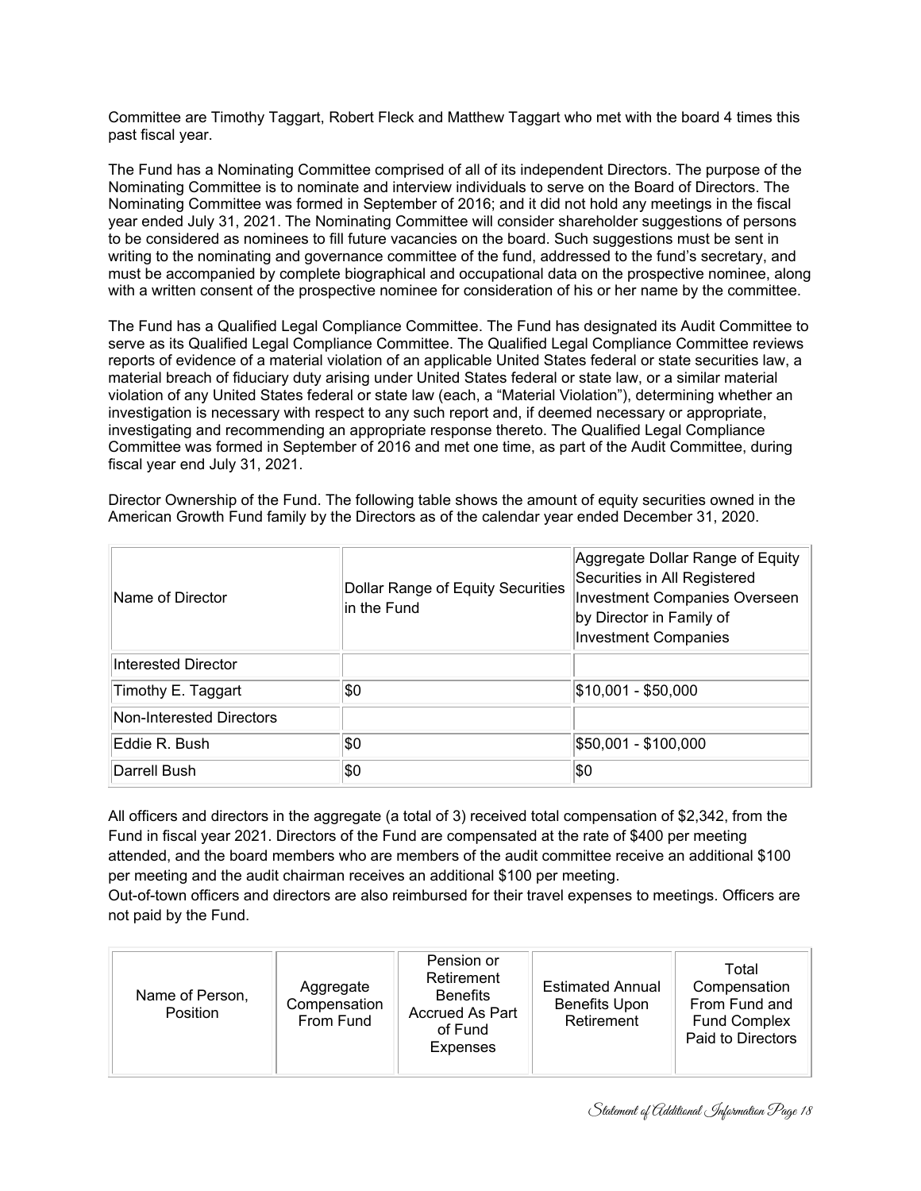Committee are Timothy Taggart, Robert Fleck and Matthew Taggart who met with the board 4 times this past fiscal year.

The Fund has a Nominating Committee comprised of all of its independent Directors. The purpose of the Nominating Committee is to nominate and interview individuals to serve on the Board of Directors. The Nominating Committee was formed in September of 2016; and it did not hold any meetings in the fiscal year ended July 31, 2021. The Nominating Committee will consider shareholder suggestions of persons to be considered as nominees to fill future vacancies on the board. Such suggestions must be sent in writing to the nominating and governance committee of the fund, addressed to the fund's secretary, and must be accompanied by complete biographical and occupational data on the prospective nominee, along with a written consent of the prospective nominee for consideration of his or her name by the committee.

The Fund has a Qualified Legal Compliance Committee. The Fund has designated its Audit Committee to serve as its Qualified Legal Compliance Committee. The Qualified Legal Compliance Committee reviews reports of evidence of a material violation of an applicable United States federal or state securities law, a material breach of fiduciary duty arising under United States federal or state law, or a similar material violation of any United States federal or state law (each, a "Material Violation"), determining whether an investigation is necessary with respect to any such report and, if deemed necessary or appropriate, investigating and recommending an appropriate response thereto. The Qualified Legal Compliance Committee was formed in September of 2016 and met one time, as part of the Audit Committee, during fiscal year end July 31, 2021.

Director Ownership of the Fund. The following table shows the amount of equity securities owned in the American Growth Fund family by the Directors as of the calendar year ended December 31, 2020.

| Name of Director | Dollar Range of Equity Securities in the Fund | Aggregate Dollar Range of Equity Securities in All Registered Investment Companies Overseen by Director in Family of Investment Companies |
|---|---|---|
| Interested Director | | |
| Timothy E. Taggart | $0 | $10,001 - $50,000 |
| Non-Interested Directors | | |
| Eddie R. Bush | $0 | $50,001 - $100,000 |
| Darrell Bush | $0 | $0 |

All officers and directors in the aggregate (a total of 3) received total compensation of $2,342, from the Fund in fiscal year 2021. Directors of the Fund are compensated at the rate of $400 per meeting attended, and the board members who are members of the audit committee receive an additional $100 per meeting and the audit chairman receives an additional $100 per meeting.
Out-of-town officers and directors are also reimbursed for their travel expenses to meetings. Officers are not paid by the Fund.

| Name of Person, Position | Aggregate Compensation From Fund | Pension or Retirement Benefits Accrued As Part of Fund Expenses | Estimated Annual Benefits Upon Retirement | Total Compensation From Fund and Fund Complex Paid to Directors |
|---|---|---|---|---|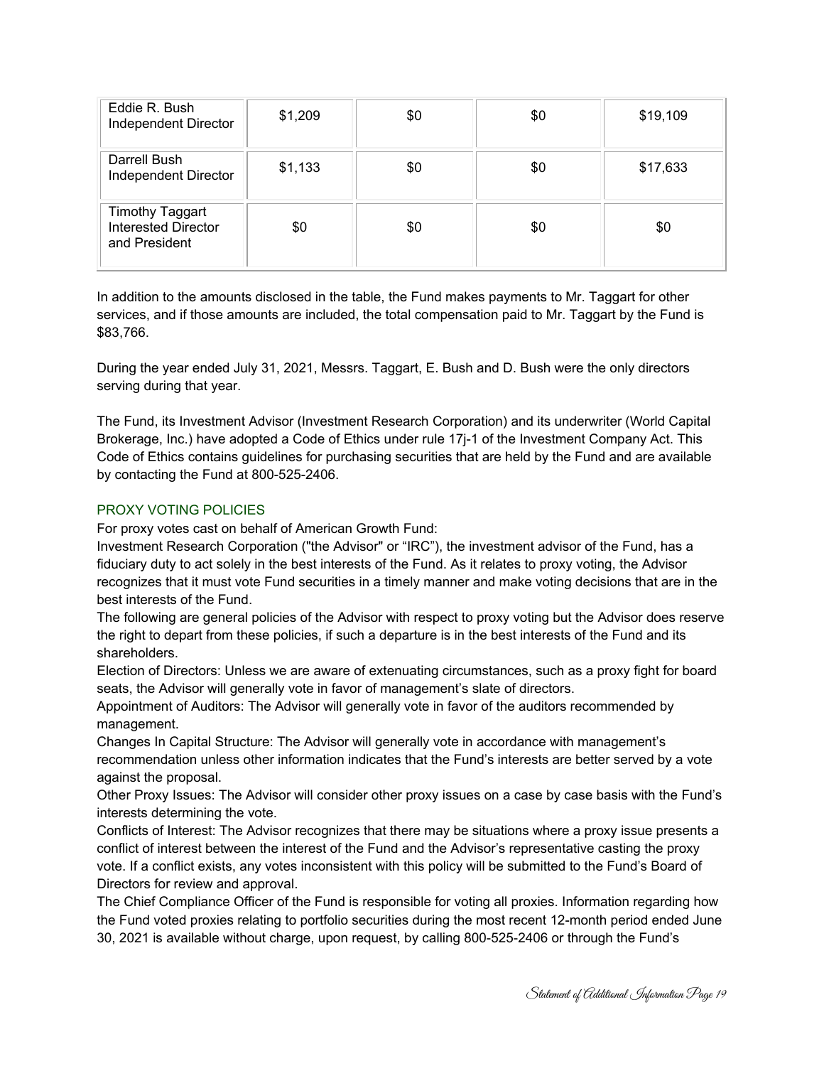| | | | | |
|---|---|---|---|---|
| Eddie R. Bush<br>Independent Director | $1,209 | $0 | $0 | $19,109 |
| Darrell Bush<br>Independent Director | $1,133 | $0 | $0 | $17,633 |
| Timothy Taggart<br>Interested Director and President | $0 | $0 | $0 | $0 |

In addition to the amounts disclosed in the table, the Fund makes payments to Mr. Taggart for other services, and if those amounts are included, the total compensation paid to Mr. Taggart by the Fund is $83,766.

During the year ended July 31, 2021, Messrs. Taggart, E. Bush and D. Bush were the only directors serving during that year.

The Fund, its Investment Advisor (Investment Research Corporation) and its underwriter (World Capital Brokerage, Inc.) have adopted a Code of Ethics under rule 17j-1 of the Investment Company Act. This Code of Ethics contains guidelines for purchasing securities that are held by the Fund and are available by contacting the Fund at 800-525-2406.

## PROXY VOTING POLICIES

For proxy votes cast on behalf of American Growth Fund:

Investment Research Corporation ("the Advisor" or "IRC"), the investment advisor of the Fund, has a fiduciary duty to act solely in the best interests of the Fund. As it relates to proxy voting, the Advisor recognizes that it must vote Fund securities in a timely manner and make voting decisions that are in the best interests of the Fund.

The following are general policies of the Advisor with respect to proxy voting but the Advisor does reserve the right to depart from these policies, if such a departure is in the best interests of the Fund and its shareholders.

Election of Directors: Unless we are aware of extenuating circumstances, such as a proxy fight for board seats, the Advisor will generally vote in favor of management's slate of directors.

Appointment of Auditors: The Advisor will generally vote in favor of the auditors recommended by management.

Changes In Capital Structure: The Advisor will generally vote in accordance with management's recommendation unless other information indicates that the Fund's interests are better served by a vote against the proposal.

Other Proxy Issues: The Advisor will consider other proxy issues on a case by case basis with the Fund's interests determining the vote.

Conflicts of Interest: The Advisor recognizes that there may be situations where a proxy issue presents a conflict of interest between the interest of the Fund and the Advisor's representative casting the proxy vote. If a conflict exists, any votes inconsistent with this policy will be submitted to the Fund's Board of Directors for review and approval.

The Chief Compliance Officer of the Fund is responsible for voting all proxies. Information regarding how the Fund voted proxies relating to portfolio securities during the most recent 12-month period ended June 30, 2021 is available without charge, upon request, by calling 800-525-2406 or through the Fund's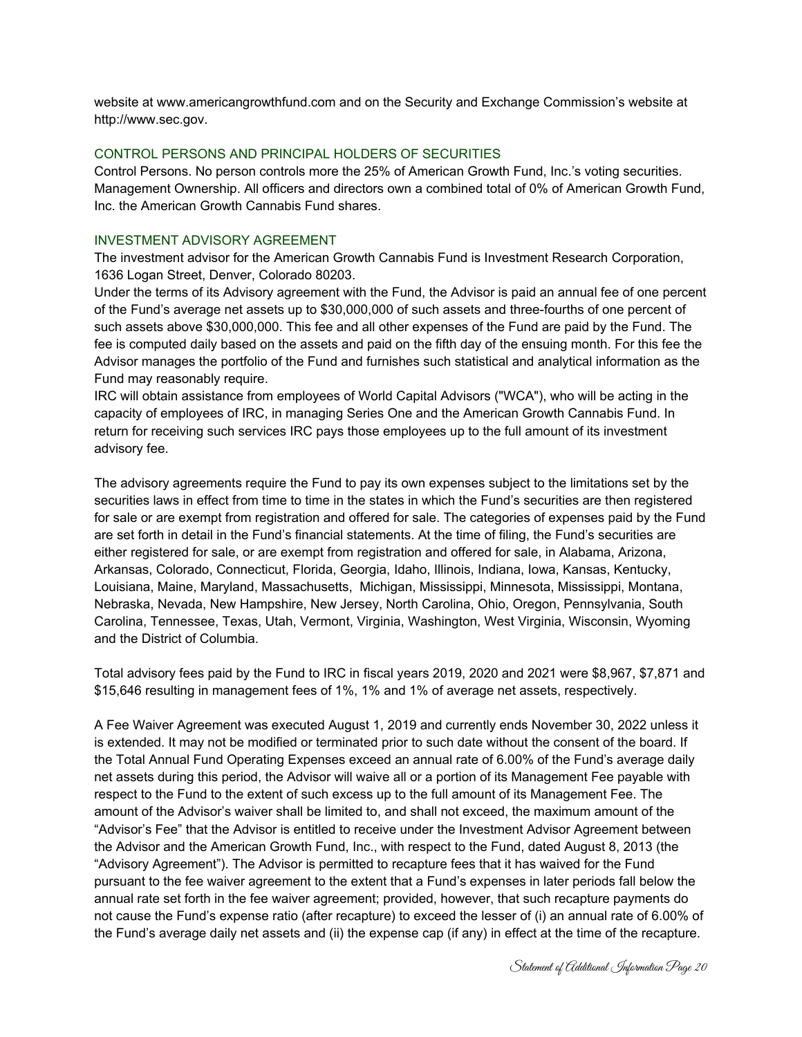website at www.americangrowthfund.com and on the Security and Exchange Commission's website at http://www.sec.gov.

## CONTROL PERSONS AND PRINCIPAL HOLDERS OF SECURITIES

Control Persons. No person controls more the 25% of American Growth Fund, Inc.'s voting securities.
Management Ownership. All officers and directors own a combined total of 0% of American Growth Fund, Inc. the American Growth Cannabis Fund shares.

## INVESTMENT ADVISORY AGREEMENT

The investment advisor for the American Growth Cannabis Fund is Investment Research Corporation, 1636 Logan Street, Denver, Colorado 80203.
Under the terms of its Advisory agreement with the Fund, the Advisor is paid an annual fee of one percent of the Fund's average net assets up to $30,000,000 of such assets and three-fourths of one percent of such assets above $30,000,000. This fee and all other expenses of the Fund are paid by the Fund. The fee is computed daily based on the assets and paid on the fifth day of the ensuing month. For this fee the Advisor manages the portfolio of the Fund and furnishes such statistical and analytical information as the Fund may reasonably require.
IRC will obtain assistance from employees of World Capital Advisors ("WCA"), who will be acting in the capacity of employees of IRC, in managing Series One and the American Growth Cannabis Fund. In return for receiving such services IRC pays those employees up to the full amount of its investment advisory fee.

The advisory agreements require the Fund to pay its own expenses subject to the limitations set by the securities laws in effect from time to time in the states in which the Fund's securities are then registered for sale or are exempt from registration and offered for sale. The categories of expenses paid by the Fund are set forth in detail in the Fund's financial statements. At the time of filing, the Fund's securities are either registered for sale, or are exempt from registration and offered for sale, in Alabama, Arizona, Arkansas, Colorado, Connecticut, Florida, Georgia, Idaho, Illinois, Indiana, Iowa, Kansas, Kentucky, Louisiana, Maine, Maryland, Massachusetts, Michigan, Mississippi, Minnesota, Mississippi, Montana, Nebraska, Nevada, New Hampshire, New Jersey, North Carolina, Ohio, Oregon, Pennsylvania, South Carolina, Tennessee, Texas, Utah, Vermont, Virginia, Washington, West Virginia, Wisconsin, Wyoming and the District of Columbia.

Total advisory fees paid by the Fund to IRC in fiscal years 2019, 2020 and 2021 were $8,967, $7,871 and $15,646 resulting in management fees of 1%, 1% and 1% of average net assets, respectively.

A Fee Waiver Agreement was executed August 1, 2019 and currently ends November 30, 2022 unless it is extended. It may not be modified or terminated prior to such date without the consent of the board. If the Total Annual Fund Operating Expenses exceed an annual rate of 6.00% of the Fund's average daily net assets during this period, the Advisor will waive all or a portion of its Management Fee payable with respect to the Fund to the extent of such excess up to the full amount of its Management Fee. The amount of the Advisor's waiver shall be limited to, and shall not exceed, the maximum amount of the "Advisor's Fee" that the Advisor is entitled to receive under the Investment Advisor Agreement between the Advisor and the American Growth Fund, Inc., with respect to the Fund, dated August 8, 2013 (the "Advisory Agreement"). The Advisor is permitted to recapture fees that it has waived for the Fund pursuant to the fee waiver agreement to the extent that a Fund's expenses in later periods fall below the annual rate set forth in the fee waiver agreement; provided, however, that such recapture payments do not cause the Fund's expense ratio (after recapture) to exceed the lesser of (i) an annual rate of 6.00% of the Fund's average daily net assets and (ii) the expense cap (if any) in effect at the time of the recapture.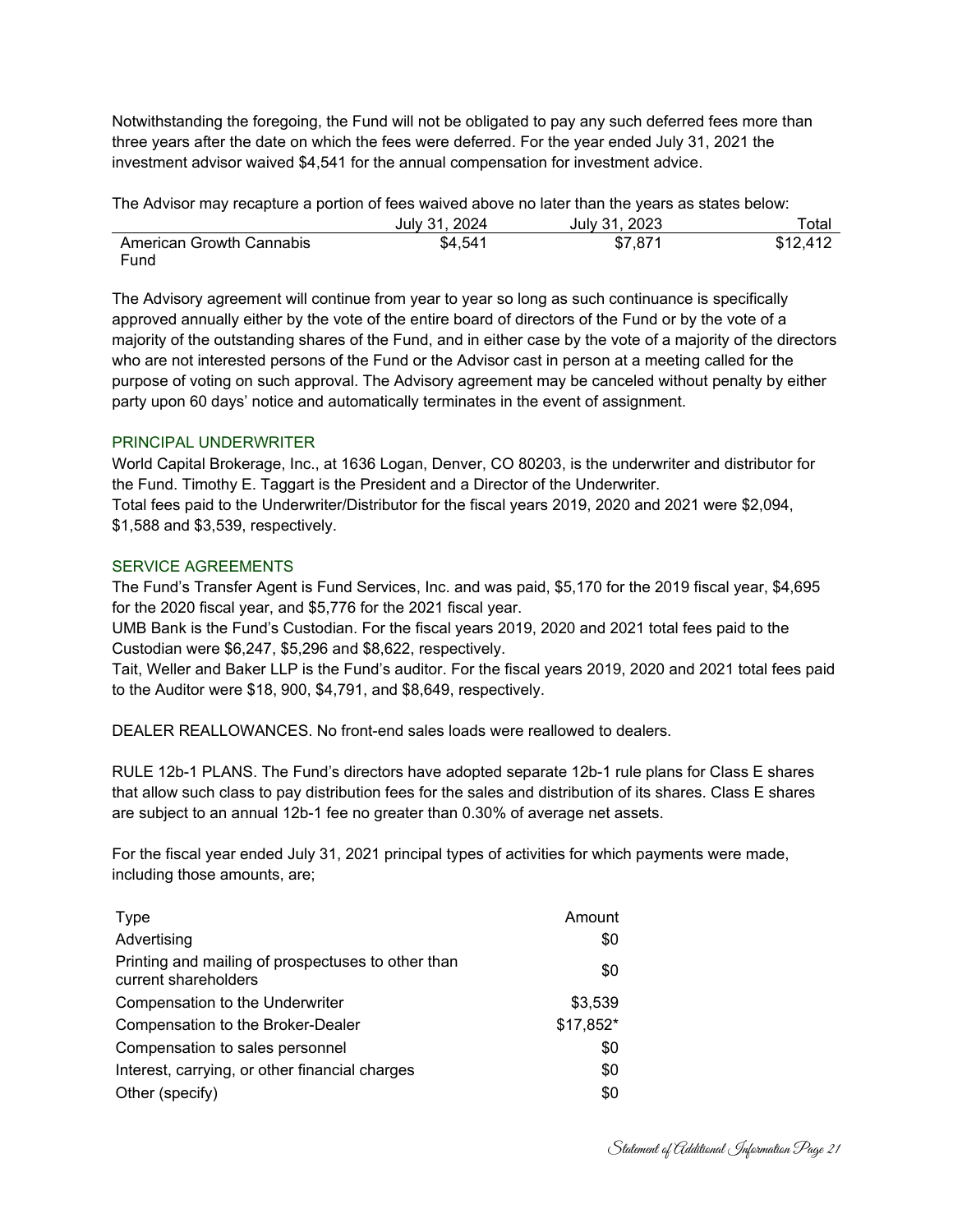Notwithstanding the foregoing, the Fund will not be obligated to pay any such deferred fees more than three years after the date on which the fees were deferred. For the year ended July 31, 2021 the investment advisor waived $4,541 for the annual compensation for investment advice.

The Advisor may recapture a portion of fees waived above no later than the years as states below:

| | July 31, 2024 | July 31, 2023 | Total |
|---|---|---|---|
| American Growth Cannabis Fund | $4,541 | $7,871 | $12,412 |

The Advisory agreement will continue from year to year so long as such continuance is specifically approved annually either by the vote of the entire board of directors of the Fund or by the vote of a majority of the outstanding shares of the Fund, and in either case by the vote of a majority of the directors who are not interested persons of the Fund or the Advisor cast in person at a meeting called for the purpose of voting on such approval. The Advisory agreement may be canceled without penalty by either party upon 60 days' notice and automatically terminates in the event of assignment.

## PRINCIPAL UNDERWRITER

World Capital Brokerage, Inc., at 1636 Logan, Denver, CO 80203, is the underwriter and distributor for the Fund. Timothy E. Taggart is the President and a Director of the Underwriter.
Total fees paid to the Underwriter/Distributor for the fiscal years 2019, 2020 and 2021 were $2,094, $1,588 and $3,539, respectively.

## SERVICE AGREEMENTS

The Fund's Transfer Agent is Fund Services, Inc. and was paid, $5,170 for the 2019 fiscal year, $4,695 for the 2020 fiscal year, and $5,776 for the 2021 fiscal year.
UMB Bank is the Fund's Custodian. For the fiscal years 2019, 2020 and 2021 total fees paid to the Custodian were $6,247, $5,296 and $8,622, respectively.
Tait, Weller and Baker LLP is the Fund's auditor. For the fiscal years 2019, 2020 and 2021 total fees paid to the Auditor were $18, 900, $4,791, and $8,649, respectively.

DEALER REALLOWANCES. No front-end sales loads were reallowed to dealers.

RULE 12b-1 PLANS. The Fund's directors have adopted separate 12b-1 rule plans for Class E shares that allow such class to pay distribution fees for the sales and distribution of its shares. Class E shares are subject to an annual 12b-1 fee no greater than 0.30% of average net assets.

For the fiscal year ended July 31, 2021 principal types of activities for which payments were made, including those amounts, are;

| Type | Amount |
|---|---|
| Advertising | $0 |
| Printing and mailing of prospectuses to other than current shareholders | $0 |
| Compensation to the Underwriter | $3,539 |
| Compensation to the Broker-Dealer | $17,852* |
| Compensation to sales personnel | $0 |
| Interest, carrying, or other financial charges | $0 |
| Other (specify) | $0 |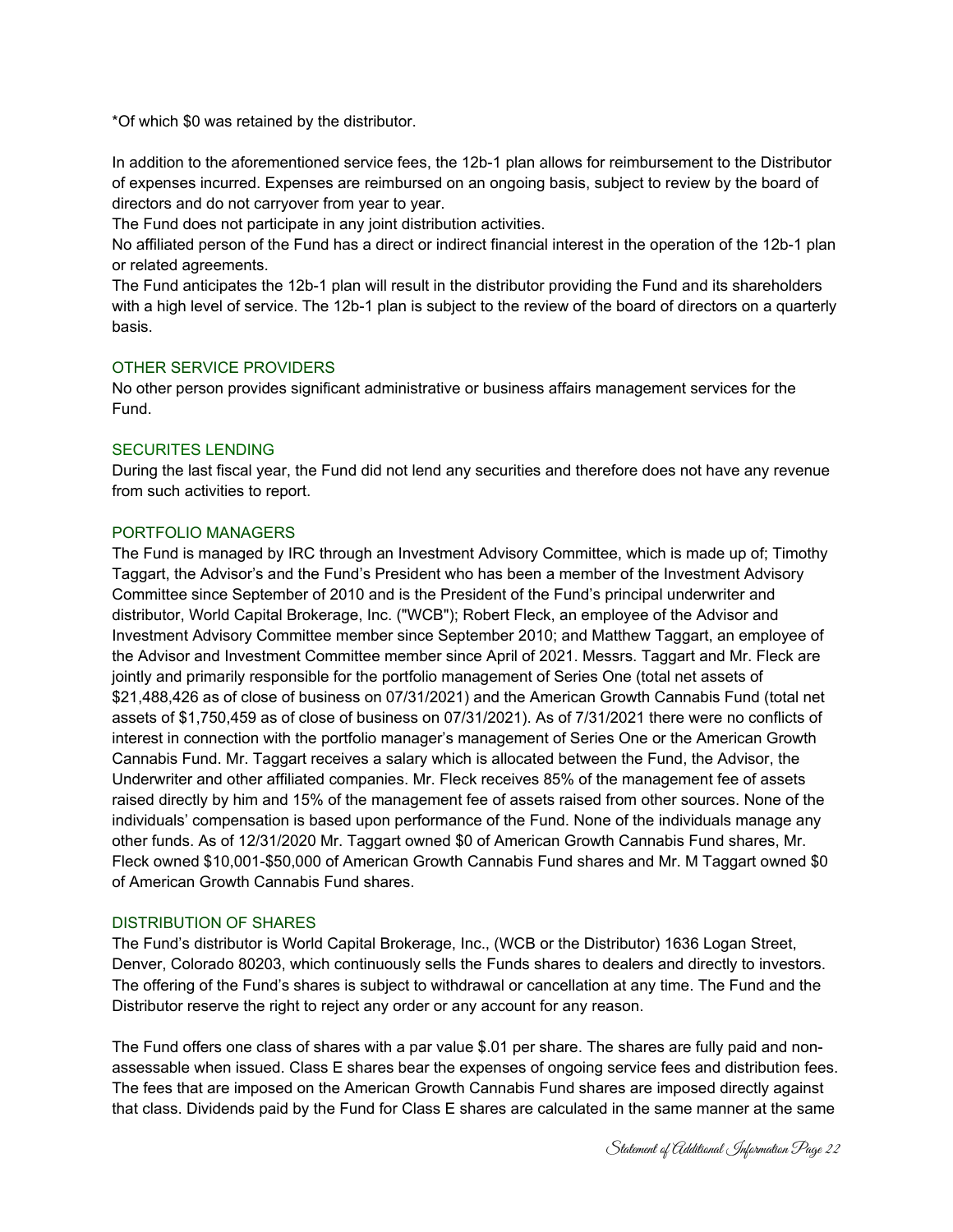*Of which $0 was retained by the distributor.

In addition to the aforementioned service fees, the 12b-1 plan allows for reimbursement to the Distributor of expenses incurred. Expenses are reimbursed on an ongoing basis, subject to review by the board of directors and do not carryover from year to year.

The Fund does not participate in any joint distribution activities.

No affiliated person of the Fund has a direct or indirect financial interest in the operation of the 12b-1 plan or related agreements.

The Fund anticipates the 12b-1 plan will result in the distributor providing the Fund and its shareholders with a high level of service. The 12b-1 plan is subject to the review of the board of directors on a quarterly basis.

## OTHER SERVICE PROVIDERS

No other person provides significant administrative or business affairs management services for the Fund.

## SECURITES LENDING

During the last fiscal year, the Fund did not lend any securities and therefore does not have any revenue from such activities to report.

## PORTFOLIO MANAGERS

The Fund is managed by IRC through an Investment Advisory Committee, which is made up of; Timothy Taggart, the Advisor's and the Fund's President who has been a member of the Investment Advisory Committee since September of 2010 and is the President of the Fund's principal underwriter and distributor, World Capital Brokerage, Inc. ("WCB"); Robert Fleck, an employee of the Advisor and Investment Advisory Committee member since September 2010; and Matthew Taggart, an employee of the Advisor and Investment Committee member since April of 2021. Messrs. Taggart and Mr. Fleck are jointly and primarily responsible for the portfolio management of Series One (total net assets of $21,488,426 as of close of business on 07/31/2021) and the American Growth Cannabis Fund (total net assets of $1,750,459 as of close of business on 07/31/2021). As of 7/31/2021 there were no conflicts of interest in connection with the portfolio manager's management of Series One or the American Growth Cannabis Fund. Mr. Taggart receives a salary which is allocated between the Fund, the Advisor, the Underwriter and other affiliated companies. Mr. Fleck receives 85% of the management fee of assets raised directly by him and 15% of the management fee of assets raised from other sources. None of the individuals' compensation is based upon performance of the Fund. None of the individuals manage any other funds. As of 12/31/2020 Mr. Taggart owned $0 of American Growth Cannabis Fund shares, Mr. Fleck owned $10,001-$50,000 of American Growth Cannabis Fund shares and Mr. M Taggart owned $0 of American Growth Cannabis Fund shares.

## DISTRIBUTION OF SHARES

The Fund's distributor is World Capital Brokerage, Inc., (WCB or the Distributor) 1636 Logan Street, Denver, Colorado 80203, which continuously sells the Funds shares to dealers and directly to investors. The offering of the Fund's shares is subject to withdrawal or cancellation at any time. The Fund and the Distributor reserve the right to reject any order or any account for any reason.

The Fund offers one class of shares with a par value $.01 per share. The shares are fully paid and non-assessable when issued. Class E shares bear the expenses of ongoing service fees and distribution fees. The fees that are imposed on the American Growth Cannabis Fund shares are imposed directly against that class. Dividends paid by the Fund for Class E shares are calculated in the same manner at the same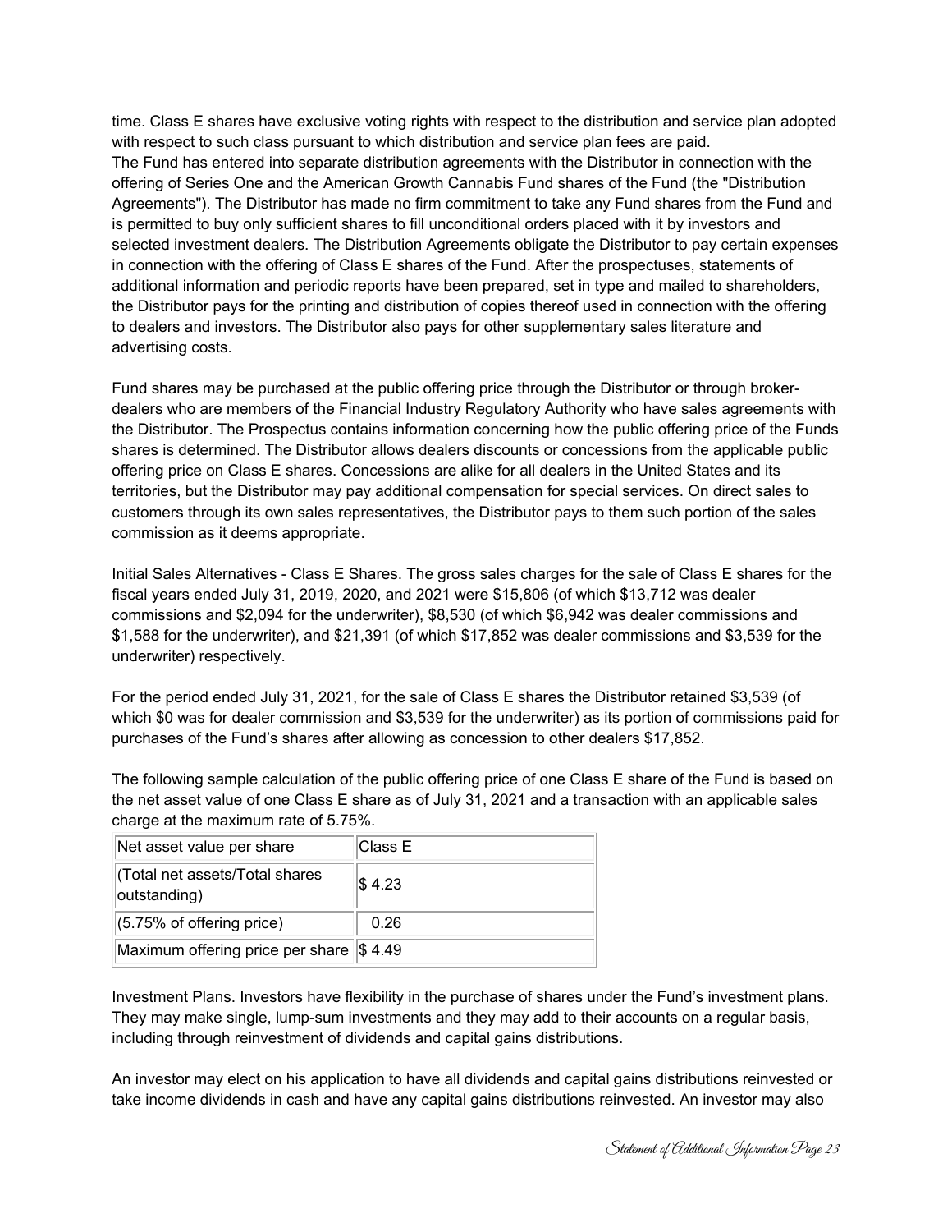time. Class E shares have exclusive voting rights with respect to the distribution and service plan adopted with respect to such class pursuant to which distribution and service plan fees are paid.
The Fund has entered into separate distribution agreements with the Distributor in connection with the offering of Series One and the American Growth Cannabis Fund shares of the Fund (the "Distribution Agreements"). The Distributor has made no firm commitment to take any Fund shares from the Fund and is permitted to buy only sufficient shares to fill unconditional orders placed with it by investors and selected investment dealers. The Distribution Agreements obligate the Distributor to pay certain expenses in connection with the offering of Class E shares of the Fund. After the prospectuses, statements of additional information and periodic reports have been prepared, set in type and mailed to shareholders, the Distributor pays for the printing and distribution of copies thereof used in connection with the offering to dealers and investors. The Distributor also pays for other supplementary sales literature and advertising costs.

Fund shares may be purchased at the public offering price through the Distributor or through broker-dealers who are members of the Financial Industry Regulatory Authority who have sales agreements with the Distributor. The Prospectus contains information concerning how the public offering price of the Funds shares is determined. The Distributor allows dealers discounts or concessions from the applicable public offering price on Class E shares. Concessions are alike for all dealers in the United States and its territories, but the Distributor may pay additional compensation for special services. On direct sales to customers through its own sales representatives, the Distributor pays to them such portion of the sales commission as it deems appropriate.

Initial Sales Alternatives - Class E Shares. The gross sales charges for the sale of Class E shares for the fiscal years ended July 31, 2019, 2020, and 2021 were $15,806 (of which $13,712 was dealer commissions and $2,094 for the underwriter), $8,530 (of which $6,942 was dealer commissions and $1,588 for the underwriter), and $21,391 (of which $17,852 was dealer commissions and $3,539 for the underwriter) respectively.

For the period ended July 31, 2021, for the sale of Class E shares the Distributor retained $3,539 (of which $0 was for dealer commission and $3,539 for the underwriter) as its portion of commissions paid for purchases of the Fund's shares after allowing as concession to other dealers $17,852.

The following sample calculation of the public offering price of one Class E share of the Fund is based on the net asset value of one Class E share as of July 31, 2021 and a transaction with an applicable sales charge at the maximum rate of 5.75%.

| Net asset value per share | Class E |
|---|---|
| (Total net assets/Total shares outstanding) | $ 4.23 |
| (5.75% of offering price) | 0.26 |
| Maximum offering price per share | $ 4.49 |

Investment Plans. Investors have flexibility in the purchase of shares under the Fund's investment plans. They may make single, lump-sum investments and they may add to their accounts on a regular basis, including through reinvestment of dividends and capital gains distributions.

An investor may elect on his application to have all dividends and capital gains distributions reinvested or take income dividends in cash and have any capital gains distributions reinvested. An investor may also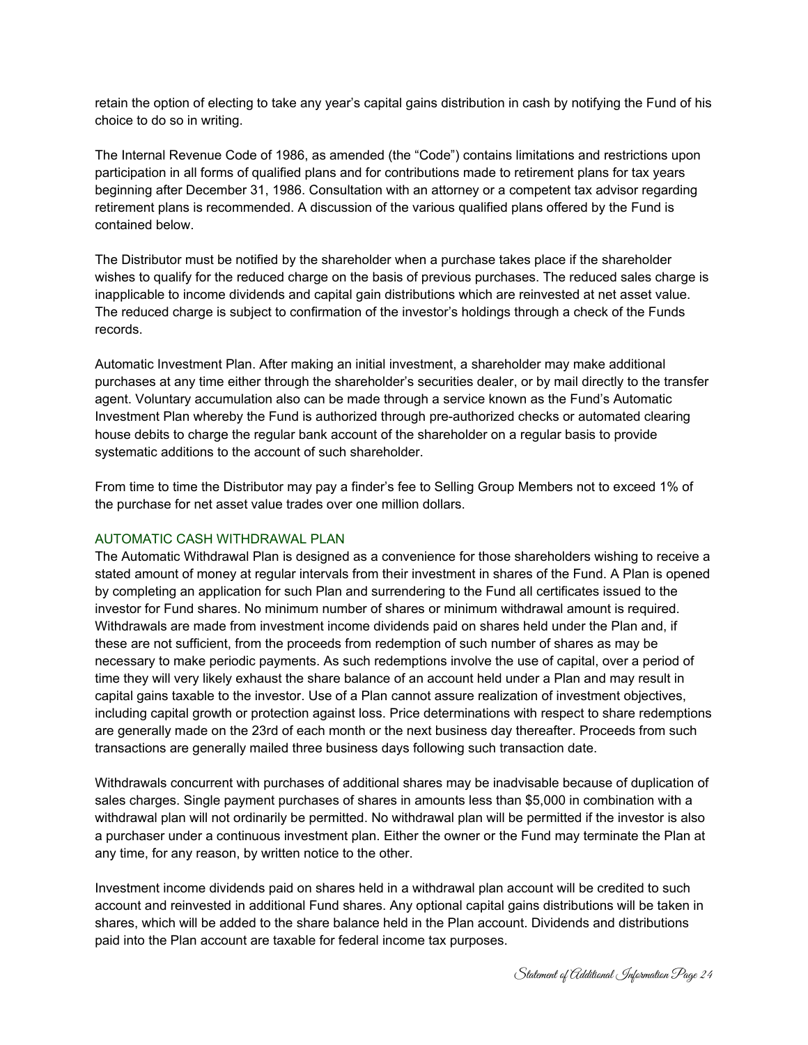retain the option of electing to take any year's capital gains distribution in cash by notifying the Fund of his choice to do so in writing.

The Internal Revenue Code of 1986, as amended (the "Code") contains limitations and restrictions upon participation in all forms of qualified plans and for contributions made to retirement plans for tax years beginning after December 31, 1986. Consultation with an attorney or a competent tax advisor regarding retirement plans is recommended. A discussion of the various qualified plans offered by the Fund is contained below.

The Distributor must be notified by the shareholder when a purchase takes place if the shareholder wishes to qualify for the reduced charge on the basis of previous purchases. The reduced sales charge is inapplicable to income dividends and capital gain distributions which are reinvested at net asset value. The reduced charge is subject to confirmation of the investor's holdings through a check of the Funds records.

Automatic Investment Plan. After making an initial investment, a shareholder may make additional purchases at any time either through the shareholder's securities dealer, or by mail directly to the transfer agent. Voluntary accumulation also can be made through a service known as the Fund's Automatic Investment Plan whereby the Fund is authorized through pre-authorized checks or automated clearing house debits to charge the regular bank account of the shareholder on a regular basis to provide systematic additions to the account of such shareholder.

From time to time the Distributor may pay a finder's fee to Selling Group Members not to exceed 1% of the purchase for net asset value trades over one million dollars.

## AUTOMATIC CASH WITHDRAWAL PLAN

The Automatic Withdrawal Plan is designed as a convenience for those shareholders wishing to receive a stated amount of money at regular intervals from their investment in shares of the Fund. A Plan is opened by completing an application for such Plan and surrendering to the Fund all certificates issued to the investor for Fund shares. No minimum number of shares or minimum withdrawal amount is required. Withdrawals are made from investment income dividends paid on shares held under the Plan and, if these are not sufficient, from the proceeds from redemption of such number of shares as may be necessary to make periodic payments. As such redemptions involve the use of capital, over a period of time they will very likely exhaust the share balance of an account held under a Plan and may result in capital gains taxable to the investor. Use of a Plan cannot assure realization of investment objectives, including capital growth or protection against loss. Price determinations with respect to share redemptions are generally made on the 23rd of each month or the next business day thereafter. Proceeds from such transactions are generally mailed three business days following such transaction date.

Withdrawals concurrent with purchases of additional shares may be inadvisable because of duplication of sales charges. Single payment purchases of shares in amounts less than $5,000 in combination with a withdrawal plan will not ordinarily be permitted. No withdrawal plan will be permitted if the investor is also a purchaser under a continuous investment plan. Either the owner or the Fund may terminate the Plan at any time, for any reason, by written notice to the other.

Investment income dividends paid on shares held in a withdrawal plan account will be credited to such account and reinvested in additional Fund shares. Any optional capital gains distributions will be taken in shares, which will be added to the share balance held in the Plan account. Dividends and distributions paid into the Plan account are taxable for federal income tax purposes.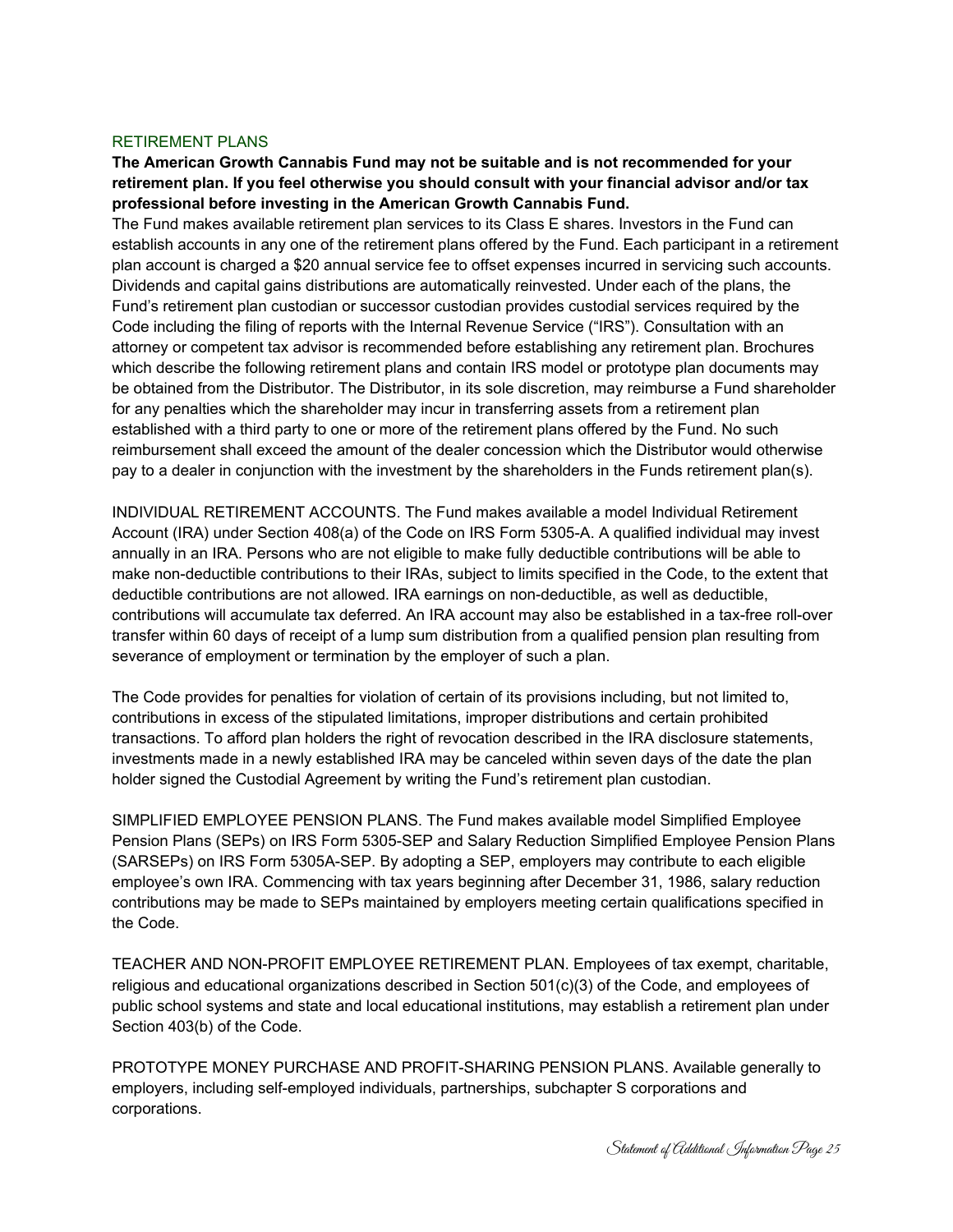## RETIREMENT PLANS

**The American Growth Cannabis Fund may not be suitable and is not recommended for your retirement plan. If you feel otherwise you should consult with your financial advisor and/or tax professional before investing in the American Growth Cannabis Fund.**

The Fund makes available retirement plan services to its Class E shares. Investors in the Fund can establish accounts in any one of the retirement plans offered by the Fund. Each participant in a retirement plan account is charged a $20 annual service fee to offset expenses incurred in servicing such accounts. Dividends and capital gains distributions are automatically reinvested. Under each of the plans, the Fund's retirement plan custodian or successor custodian provides custodial services required by the Code including the filing of reports with the Internal Revenue Service ("IRS"). Consultation with an attorney or competent tax advisor is recommended before establishing any retirement plan. Brochures which describe the following retirement plans and contain IRS model or prototype plan documents may be obtained from the Distributor. The Distributor, in its sole discretion, may reimburse a Fund shareholder for any penalties which the shareholder may incur in transferring assets from a retirement plan established with a third party to one or more of the retirement plans offered by the Fund. No such reimbursement shall exceed the amount of the dealer concession which the Distributor would otherwise pay to a dealer in conjunction with the investment by the shareholders in the Funds retirement plan(s).

INDIVIDUAL RETIREMENT ACCOUNTS. The Fund makes available a model Individual Retirement Account (IRA) under Section 408(a) of the Code on IRS Form 5305-A. A qualified individual may invest annually in an IRA. Persons who are not eligible to make fully deductible contributions will be able to make non-deductible contributions to their IRAs, subject to limits specified in the Code, to the extent that deductible contributions are not allowed. IRA earnings on non-deductible, as well as deductible, contributions will accumulate tax deferred. An IRA account may also be established in a tax-free roll-over transfer within 60 days of receipt of a lump sum distribution from a qualified pension plan resulting from severance of employment or termination by the employer of such a plan.

The Code provides for penalties for violation of certain of its provisions including, but not limited to, contributions in excess of the stipulated limitations, improper distributions and certain prohibited transactions. To afford plan holders the right of revocation described in the IRA disclosure statements, investments made in a newly established IRA may be canceled within seven days of the date the plan holder signed the Custodial Agreement by writing the Fund's retirement plan custodian.

SIMPLIFIED EMPLOYEE PENSION PLANS. The Fund makes available model Simplified Employee Pension Plans (SEPs) on IRS Form 5305-SEP and Salary Reduction Simplified Employee Pension Plans (SARSEPs) on IRS Form 5305A-SEP. By adopting a SEP, employers may contribute to each eligible employee's own IRA. Commencing with tax years beginning after December 31, 1986, salary reduction contributions may be made to SEPs maintained by employers meeting certain qualifications specified in the Code.

TEACHER AND NON-PROFIT EMPLOYEE RETIREMENT PLAN. Employees of tax exempt, charitable, religious and educational organizations described in Section 501(c)(3) of the Code, and employees of public school systems and state and local educational institutions, may establish a retirement plan under Section 403(b) of the Code.

PROTOTYPE MONEY PURCHASE AND PROFIT-SHARING PENSION PLANS. Available generally to employers, including self-employed individuals, partnerships, subchapter S corporations and corporations.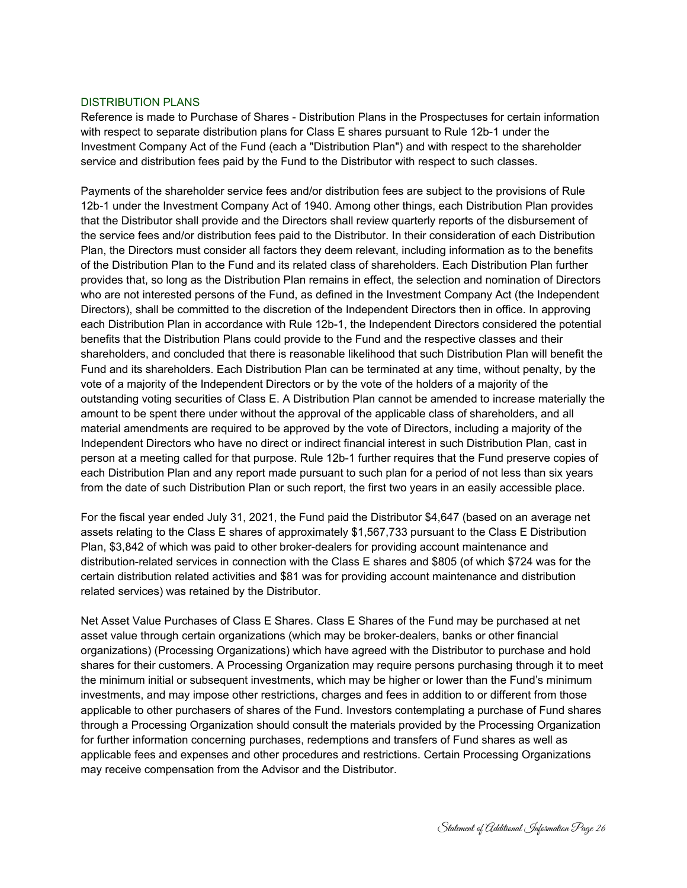## DISTRIBUTION PLANS

Reference is made to Purchase of Shares - Distribution Plans in the Prospectuses for certain information with respect to separate distribution plans for Class E shares pursuant to Rule 12b-1 under the Investment Company Act of the Fund (each a "Distribution Plan") and with respect to the shareholder service and distribution fees paid by the Fund to the Distributor with respect to such classes.

Payments of the shareholder service fees and/or distribution fees are subject to the provisions of Rule 12b-1 under the Investment Company Act of 1940. Among other things, each Distribution Plan provides that the Distributor shall provide and the Directors shall review quarterly reports of the disbursement of the service fees and/or distribution fees paid to the Distributor. In their consideration of each Distribution Plan, the Directors must consider all factors they deem relevant, including information as to the benefits of the Distribution Plan to the Fund and its related class of shareholders. Each Distribution Plan further provides that, so long as the Distribution Plan remains in effect, the selection and nomination of Directors who are not interested persons of the Fund, as defined in the Investment Company Act (the Independent Directors), shall be committed to the discretion of the Independent Directors then in office. In approving each Distribution Plan in accordance with Rule 12b-1, the Independent Directors considered the potential benefits that the Distribution Plans could provide to the Fund and the respective classes and their shareholders, and concluded that there is reasonable likelihood that such Distribution Plan will benefit the Fund and its shareholders. Each Distribution Plan can be terminated at any time, without penalty, by the vote of a majority of the Independent Directors or by the vote of the holders of a majority of the outstanding voting securities of Class E. A Distribution Plan cannot be amended to increase materially the amount to be spent there under without the approval of the applicable class of shareholders, and all material amendments are required to be approved by the vote of Directors, including a majority of the Independent Directors who have no direct or indirect financial interest in such Distribution Plan, cast in person at a meeting called for that purpose. Rule 12b-1 further requires that the Fund preserve copies of each Distribution Plan and any report made pursuant to such plan for a period of not less than six years from the date of such Distribution Plan or such report, the first two years in an easily accessible place.

For the fiscal year ended July 31, 2021, the Fund paid the Distributor $4,647 (based on an average net assets relating to the Class E shares of approximately $1,567,733 pursuant to the Class E Distribution Plan, $3,842 of which was paid to other broker-dealers for providing account maintenance and distribution-related services in connection with the Class E shares and $805 (of which $724 was for the certain distribution related activities and $81 was for providing account maintenance and distribution related services) was retained by the Distributor.

Net Asset Value Purchases of Class E Shares. Class E Shares of the Fund may be purchased at net asset value through certain organizations (which may be broker-dealers, banks or other financial organizations) (Processing Organizations) which have agreed with the Distributor to purchase and hold shares for their customers. A Processing Organization may require persons purchasing through it to meet the minimum initial or subsequent investments, which may be higher or lower than the Fund's minimum investments, and may impose other restrictions, charges and fees in addition to or different from those applicable to other purchasers of shares of the Fund. Investors contemplating a purchase of Fund shares through a Processing Organization should consult the materials provided by the Processing Organization for further information concerning purchases, redemptions and transfers of Fund shares as well as applicable fees and expenses and other procedures and restrictions. Certain Processing Organizations may receive compensation from the Advisor and the Distributor.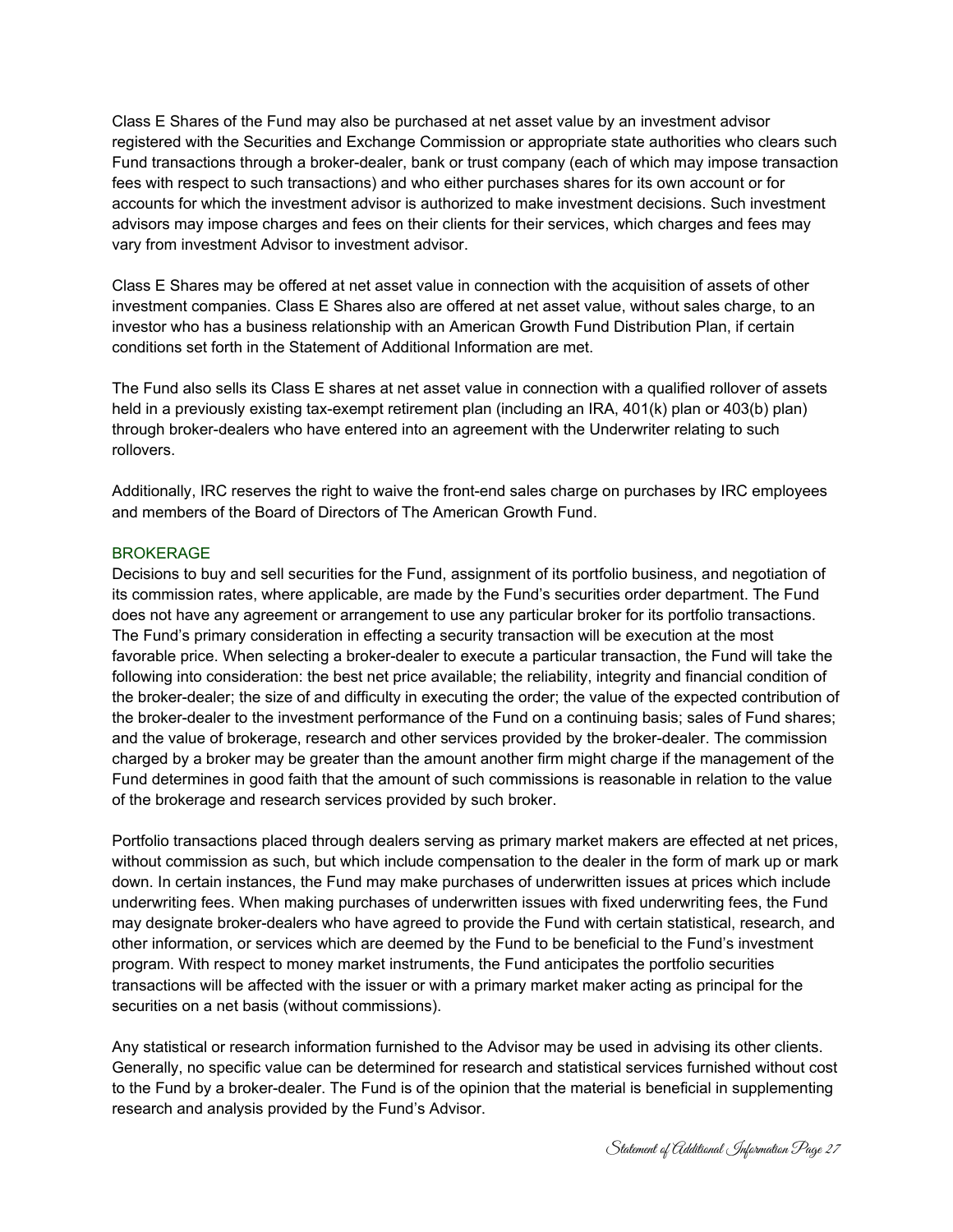Class E Shares of the Fund may also be purchased at net asset value by an investment advisor registered with the Securities and Exchange Commission or appropriate state authorities who clears such Fund transactions through a broker-dealer, bank or trust company (each of which may impose transaction fees with respect to such transactions) and who either purchases shares for its own account or for accounts for which the investment advisor is authorized to make investment decisions. Such investment advisors may impose charges and fees on their clients for their services, which charges and fees may vary from investment Advisor to investment advisor.

Class E Shares may be offered at net asset value in connection with the acquisition of assets of other investment companies. Class E Shares also are offered at net asset value, without sales charge, to an investor who has a business relationship with an American Growth Fund Distribution Plan, if certain conditions set forth in the Statement of Additional Information are met.

The Fund also sells its Class E shares at net asset value in connection with a qualified rollover of assets held in a previously existing tax-exempt retirement plan (including an IRA, 401(k) plan or 403(b) plan) through broker-dealers who have entered into an agreement with the Underwriter relating to such rollovers.

Additionally, IRC reserves the right to waive the front-end sales charge on purchases by IRC employees and members of the Board of Directors of The American Growth Fund.

## BROKERAGE

Decisions to buy and sell securities for the Fund, assignment of its portfolio business, and negotiation of its commission rates, where applicable, are made by the Fund's securities order department. The Fund does not have any agreement or arrangement to use any particular broker for its portfolio transactions. The Fund's primary consideration in effecting a security transaction will be execution at the most favorable price. When selecting a broker-dealer to execute a particular transaction, the Fund will take the following into consideration: the best net price available; the reliability, integrity and financial condition of the broker-dealer; the size of and difficulty in executing the order; the value of the expected contribution of the broker-dealer to the investment performance of the Fund on a continuing basis; sales of Fund shares; and the value of brokerage, research and other services provided by the broker-dealer. The commission charged by a broker may be greater than the amount another firm might charge if the management of the Fund determines in good faith that the amount of such commissions is reasonable in relation to the value of the brokerage and research services provided by such broker.

Portfolio transactions placed through dealers serving as primary market makers are effected at net prices, without commission as such, but which include compensation to the dealer in the form of mark up or mark down. In certain instances, the Fund may make purchases of underwritten issues at prices which include underwriting fees. When making purchases of underwritten issues with fixed underwriting fees, the Fund may designate broker-dealers who have agreed to provide the Fund with certain statistical, research, and other information, or services which are deemed by the Fund to be beneficial to the Fund's investment program. With respect to money market instruments, the Fund anticipates the portfolio securities transactions will be affected with the issuer or with a primary market maker acting as principal for the securities on a net basis (without commissions).

Any statistical or research information furnished to the Advisor may be used in advising its other clients. Generally, no specific value can be determined for research and statistical services furnished without cost to the Fund by a broker-dealer. The Fund is of the opinion that the material is beneficial in supplementing research and analysis provided by the Fund's Advisor.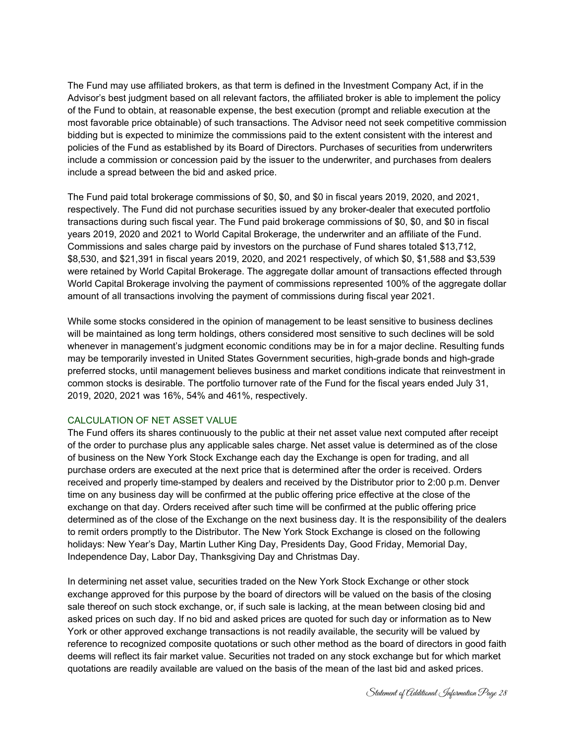The Fund may use affiliated brokers, as that term is defined in the Investment Company Act, if in the Advisor's best judgment based on all relevant factors, the affiliated broker is able to implement the policy of the Fund to obtain, at reasonable expense, the best execution (prompt and reliable execution at the most favorable price obtainable) of such transactions. The Advisor need not seek competitive commission bidding but is expected to minimize the commissions paid to the extent consistent with the interest and policies of the Fund as established by its Board of Directors. Purchases of securities from underwriters include a commission or concession paid by the issuer to the underwriter, and purchases from dealers include a spread between the bid and asked price.

The Fund paid total brokerage commissions of $0, $0, and $0 in fiscal years 2019, 2020, and 2021, respectively. The Fund did not purchase securities issued by any broker-dealer that executed portfolio transactions during such fiscal year. The Fund paid brokerage commissions of $0, $0, and $0 in fiscal years 2019, 2020 and 2021 to World Capital Brokerage, the underwriter and an affiliate of the Fund. Commissions and sales charge paid by investors on the purchase of Fund shares totaled $13,712, $8,530, and $21,391 in fiscal years 2019, 2020, and 2021 respectively, of which $0, $1,588 and $3,539 were retained by World Capital Brokerage. The aggregate dollar amount of transactions effected through World Capital Brokerage involving the payment of commissions represented 100% of the aggregate dollar amount of all transactions involving the payment of commissions during fiscal year 2021.

While some stocks considered in the opinion of management to be least sensitive to business declines will be maintained as long term holdings, others considered most sensitive to such declines will be sold whenever in management's judgment economic conditions may be in for a major decline. Resulting funds may be temporarily invested in United States Government securities, high-grade bonds and high-grade preferred stocks, until management believes business and market conditions indicate that reinvestment in common stocks is desirable. The portfolio turnover rate of the Fund for the fiscal years ended July 31, 2019, 2020, 2021 was 16%, 54% and 461%, respectively.

## CALCULATION OF NET ASSET VALUE

The Fund offers its shares continuously to the public at their net asset value next computed after receipt of the order to purchase plus any applicable sales charge. Net asset value is determined as of the close of business on the New York Stock Exchange each day the Exchange is open for trading, and all purchase orders are executed at the next price that is determined after the order is received. Orders received and properly time-stamped by dealers and received by the Distributor prior to 2:00 p.m. Denver time on any business day will be confirmed at the public offering price effective at the close of the exchange on that day. Orders received after such time will be confirmed at the public offering price determined as of the close of the Exchange on the next business day. It is the responsibility of the dealers to remit orders promptly to the Distributor. The New York Stock Exchange is closed on the following holidays: New Year's Day, Martin Luther King Day, Presidents Day, Good Friday, Memorial Day, Independence Day, Labor Day, Thanksgiving Day and Christmas Day.

In determining net asset value, securities traded on the New York Stock Exchange or other stock exchange approved for this purpose by the board of directors will be valued on the basis of the closing sale thereof on such stock exchange, or, if such sale is lacking, at the mean between closing bid and asked prices on such day. If no bid and asked prices are quoted for such day or information as to New York or other approved exchange transactions is not readily available, the security will be valued by reference to recognized composite quotations or such other method as the board of directors in good faith deems will reflect its fair market value. Securities not traded on any stock exchange but for which market quotations are readily available are valued on the basis of the mean of the last bid and asked prices.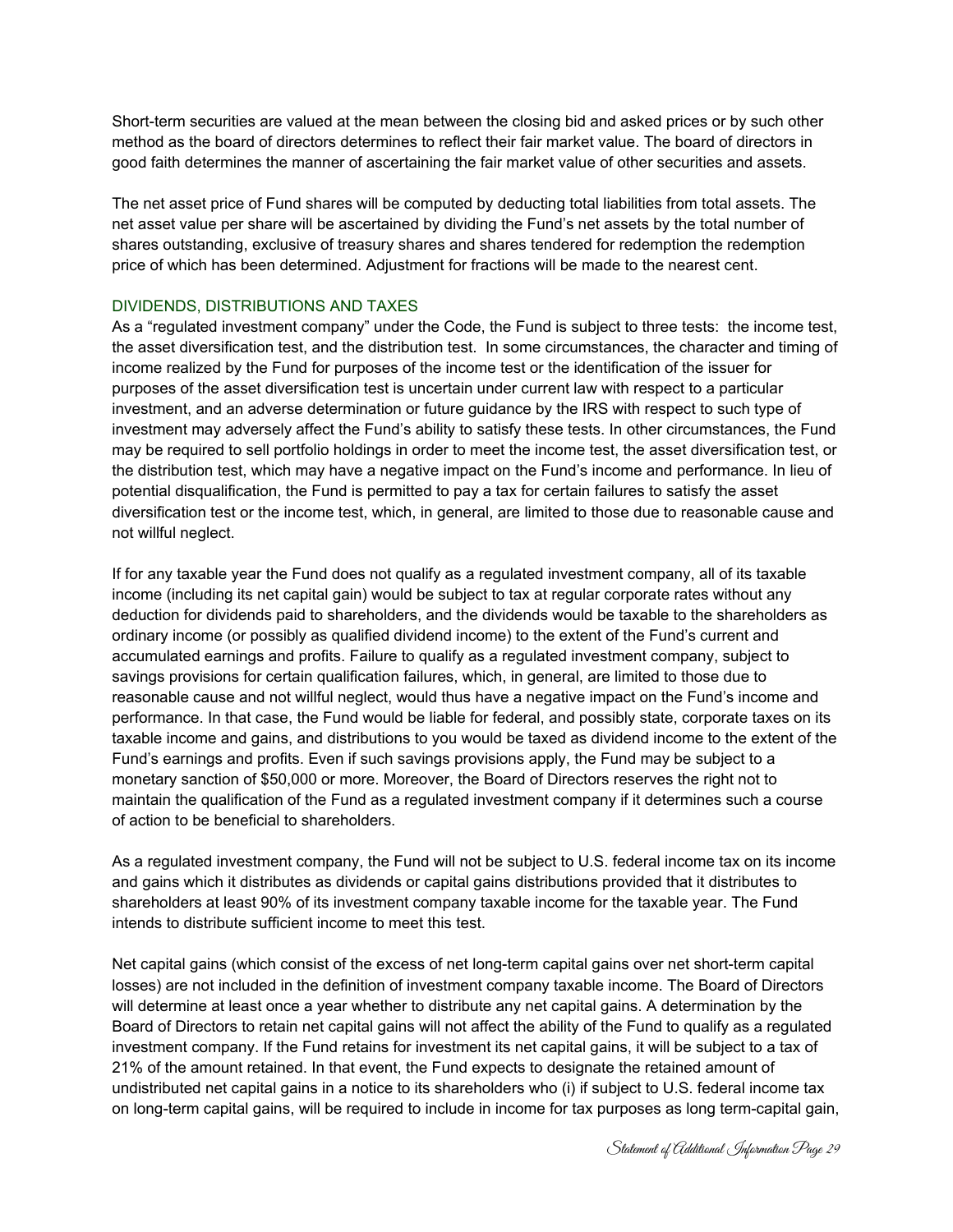Short-term securities are valued at the mean between the closing bid and asked prices or by such other method as the board of directors determines to reflect their fair market value. The board of directors in good faith determines the manner of ascertaining the fair market value of other securities and assets.

The net asset price of Fund shares will be computed by deducting total liabilities from total assets. The net asset value per share will be ascertained by dividing the Fund's net assets by the total number of shares outstanding, exclusive of treasury shares and shares tendered for redemption the redemption price of which has been determined. Adjustment for fractions will be made to the nearest cent.

## DIVIDENDS, DISTRIBUTIONS AND TAXES

As a "regulated investment company" under the Code, the Fund is subject to three tests: the income test, the asset diversification test, and the distribution test. In some circumstances, the character and timing of income realized by the Fund for purposes of the income test or the identification of the issuer for purposes of the asset diversification test is uncertain under current law with respect to a particular investment, and an adverse determination or future guidance by the IRS with respect to such type of investment may adversely affect the Fund's ability to satisfy these tests. In other circumstances, the Fund may be required to sell portfolio holdings in order to meet the income test, the asset diversification test, or the distribution test, which may have a negative impact on the Fund's income and performance. In lieu of potential disqualification, the Fund is permitted to pay a tax for certain failures to satisfy the asset diversification test or the income test, which, in general, are limited to those due to reasonable cause and not willful neglect.

If for any taxable year the Fund does not qualify as a regulated investment company, all of its taxable income (including its net capital gain) would be subject to tax at regular corporate rates without any deduction for dividends paid to shareholders, and the dividends would be taxable to the shareholders as ordinary income (or possibly as qualified dividend income) to the extent of the Fund's current and accumulated earnings and profits. Failure to qualify as a regulated investment company, subject to savings provisions for certain qualification failures, which, in general, are limited to those due to reasonable cause and not willful neglect, would thus have a negative impact on the Fund's income and performance. In that case, the Fund would be liable for federal, and possibly state, corporate taxes on its taxable income and gains, and distributions to you would be taxed as dividend income to the extent of the Fund's earnings and profits. Even if such savings provisions apply, the Fund may be subject to a monetary sanction of $50,000 or more. Moreover, the Board of Directors reserves the right not to maintain the qualification of the Fund as a regulated investment company if it determines such a course of action to be beneficial to shareholders.

As a regulated investment company, the Fund will not be subject to U.S. federal income tax on its income and gains which it distributes as dividends or capital gains distributions provided that it distributes to shareholders at least 90% of its investment company taxable income for the taxable year. The Fund intends to distribute sufficient income to meet this test.

Net capital gains (which consist of the excess of net long-term capital gains over net short-term capital losses) are not included in the definition of investment company taxable income. The Board of Directors will determine at least once a year whether to distribute any net capital gains. A determination by the Board of Directors to retain net capital gains will not affect the ability of the Fund to qualify as a regulated investment company. If the Fund retains for investment its net capital gains, it will be subject to a tax of 21% of the amount retained. In that event, the Fund expects to designate the retained amount of undistributed net capital gains in a notice to its shareholders who (i) if subject to U.S. federal income tax on long-term capital gains, will be required to include in income for tax purposes as long term-capital gain,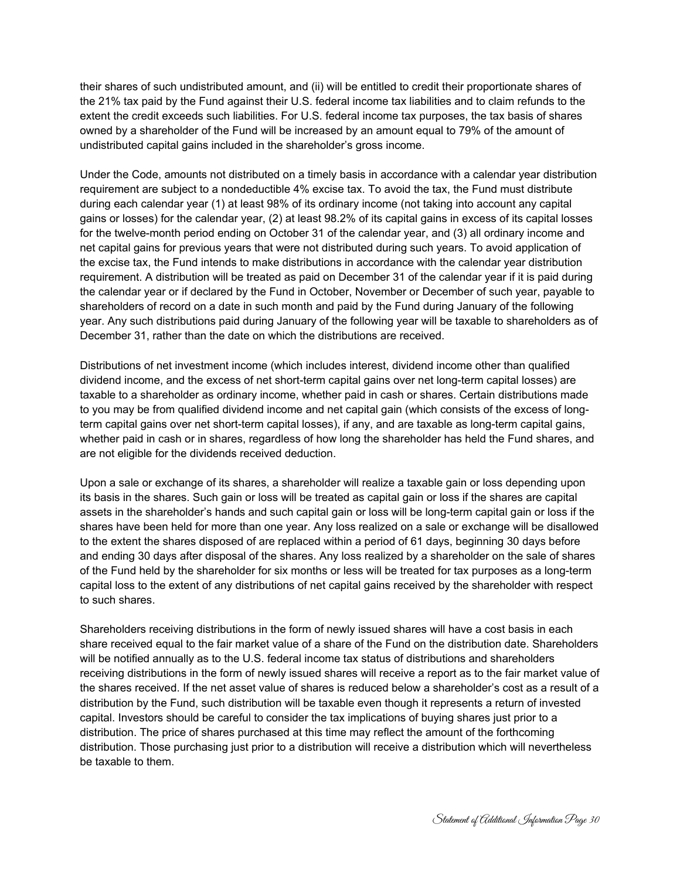their shares of such undistributed amount, and (ii) will be entitled to credit their proportionate shares of the 21% tax paid by the Fund against their U.S. federal income tax liabilities and to claim refunds to the extent the credit exceeds such liabilities. For U.S. federal income tax purposes, the tax basis of shares owned by a shareholder of the Fund will be increased by an amount equal to 79% of the amount of undistributed capital gains included in the shareholder's gross income.

Under the Code, amounts not distributed on a timely basis in accordance with a calendar year distribution requirement are subject to a nondeductible 4% excise tax. To avoid the tax, the Fund must distribute during each calendar year (1) at least 98% of its ordinary income (not taking into account any capital gains or losses) for the calendar year, (2) at least 98.2% of its capital gains in excess of its capital losses for the twelve-month period ending on October 31 of the calendar year, and (3) all ordinary income and net capital gains for previous years that were not distributed during such years. To avoid application of the excise tax, the Fund intends to make distributions in accordance with the calendar year distribution requirement. A distribution will be treated as paid on December 31 of the calendar year if it is paid during the calendar year or if declared by the Fund in October, November or December of such year, payable to shareholders of record on a date in such month and paid by the Fund during January of the following year. Any such distributions paid during January of the following year will be taxable to shareholders as of December 31, rather than the date on which the distributions are received.

Distributions of net investment income (which includes interest, dividend income other than qualified dividend income, and the excess of net short-term capital gains over net long-term capital losses) are taxable to a shareholder as ordinary income, whether paid in cash or shares. Certain distributions made to you may be from qualified dividend income and net capital gain (which consists of the excess of long-term capital gains over net short-term capital losses), if any, and are taxable as long-term capital gains, whether paid in cash or in shares, regardless of how long the shareholder has held the Fund shares, and are not eligible for the dividends received deduction.

Upon a sale or exchange of its shares, a shareholder will realize a taxable gain or loss depending upon its basis in the shares. Such gain or loss will be treated as capital gain or loss if the shares are capital assets in the shareholder's hands and such capital gain or loss will be long-term capital gain or loss if the shares have been held for more than one year. Any loss realized on a sale or exchange will be disallowed to the extent the shares disposed of are replaced within a period of 61 days, beginning 30 days before and ending 30 days after disposal of the shares. Any loss realized by a shareholder on the sale of shares of the Fund held by the shareholder for six months or less will be treated for tax purposes as a long-term capital loss to the extent of any distributions of net capital gains received by the shareholder with respect to such shares.

Shareholders receiving distributions in the form of newly issued shares will have a cost basis in each share received equal to the fair market value of a share of the Fund on the distribution date. Shareholders will be notified annually as to the U.S. federal income tax status of distributions and shareholders receiving distributions in the form of newly issued shares will receive a report as to the fair market value of the shares received. If the net asset value of shares is reduced below a shareholder's cost as a result of a distribution by the Fund, such distribution will be taxable even though it represents a return of invested capital. Investors should be careful to consider the tax implications of buying shares just prior to a distribution. The price of shares purchased at this time may reflect the amount of the forthcoming distribution. Those purchasing just prior to a distribution will receive a distribution which will nevertheless be taxable to them.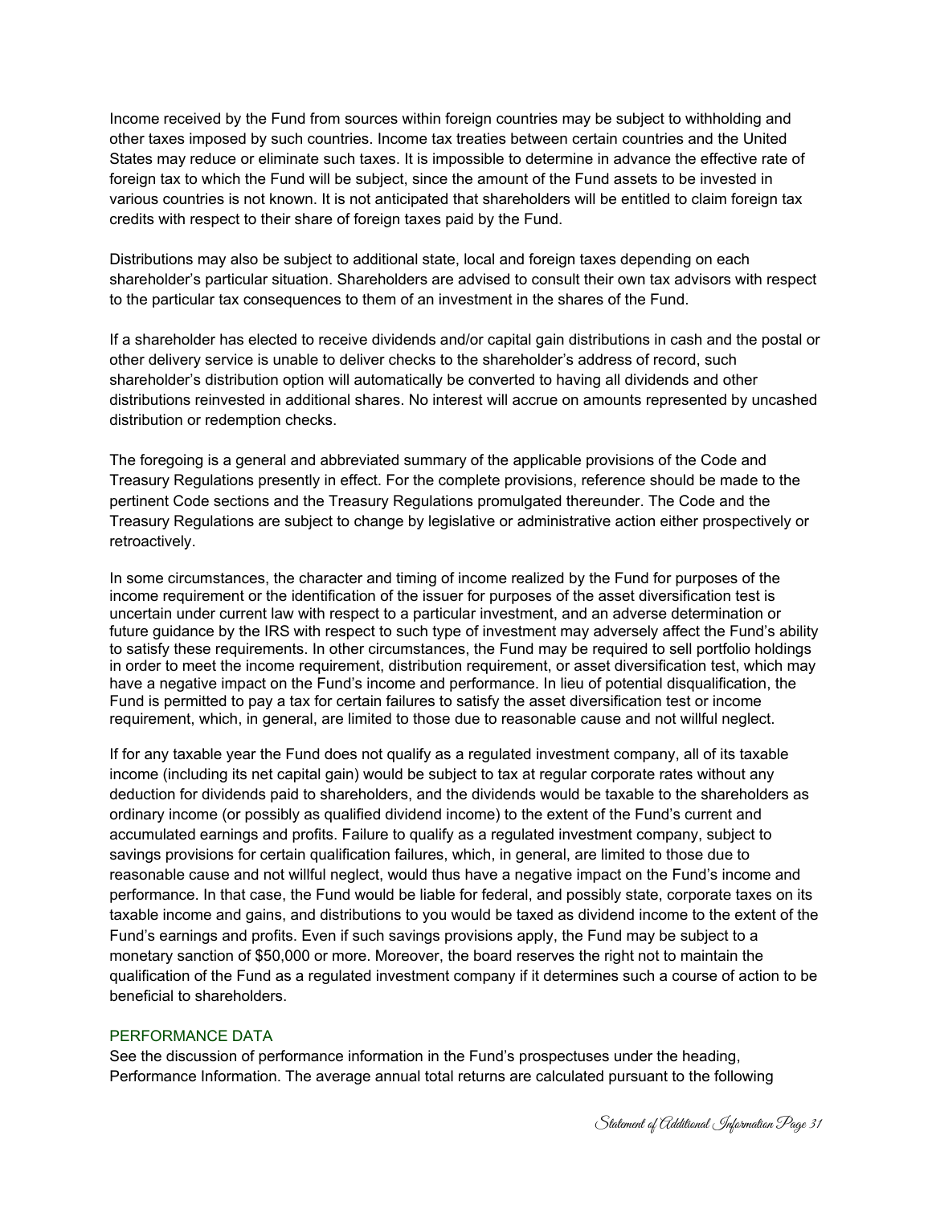Income received by the Fund from sources within foreign countries may be subject to withholding and other taxes imposed by such countries. Income tax treaties between certain countries and the United States may reduce or eliminate such taxes. It is impossible to determine in advance the effective rate of foreign tax to which the Fund will be subject, since the amount of the Fund assets to be invested in various countries is not known. It is not anticipated that shareholders will be entitled to claim foreign tax credits with respect to their share of foreign taxes paid by the Fund.

Distributions may also be subject to additional state, local and foreign taxes depending on each shareholder's particular situation. Shareholders are advised to consult their own tax advisors with respect to the particular tax consequences to them of an investment in the shares of the Fund.

If a shareholder has elected to receive dividends and/or capital gain distributions in cash and the postal or other delivery service is unable to deliver checks to the shareholder's address of record, such shareholder's distribution option will automatically be converted to having all dividends and other distributions reinvested in additional shares. No interest will accrue on amounts represented by uncashed distribution or redemption checks.

The foregoing is a general and abbreviated summary of the applicable provisions of the Code and Treasury Regulations presently in effect. For the complete provisions, reference should be made to the pertinent Code sections and the Treasury Regulations promulgated thereunder. The Code and the Treasury Regulations are subject to change by legislative or administrative action either prospectively or retroactively.

In some circumstances, the character and timing of income realized by the Fund for purposes of the income requirement or the identification of the issuer for purposes of the asset diversification test is uncertain under current law with respect to a particular investment, and an adverse determination or future guidance by the IRS with respect to such type of investment may adversely affect the Fund's ability to satisfy these requirements. In other circumstances, the Fund may be required to sell portfolio holdings in order to meet the income requirement, distribution requirement, or asset diversification test, which may have a negative impact on the Fund's income and performance. In lieu of potential disqualification, the Fund is permitted to pay a tax for certain failures to satisfy the asset diversification test or income requirement, which, in general, are limited to those due to reasonable cause and not willful neglect.

If for any taxable year the Fund does not qualify as a regulated investment company, all of its taxable income (including its net capital gain) would be subject to tax at regular corporate rates without any deduction for dividends paid to shareholders, and the dividends would be taxable to the shareholders as ordinary income (or possibly as qualified dividend income) to the extent of the Fund's current and accumulated earnings and profits. Failure to qualify as a regulated investment company, subject to savings provisions for certain qualification failures, which, in general, are limited to those due to reasonable cause and not willful neglect, would thus have a negative impact on the Fund's income and performance. In that case, the Fund would be liable for federal, and possibly state, corporate taxes on its taxable income and gains, and distributions to you would be taxed as dividend income to the extent of the Fund's earnings and profits. Even if such savings provisions apply, the Fund may be subject to a monetary sanction of $50,000 or more. Moreover, the board reserves the right not to maintain the qualification of the Fund as a regulated investment company if it determines such a course of action to be beneficial to shareholders.

## PERFORMANCE DATA

See the discussion of performance information in the Fund's prospectuses under the heading, Performance Information. The average annual total returns are calculated pursuant to the following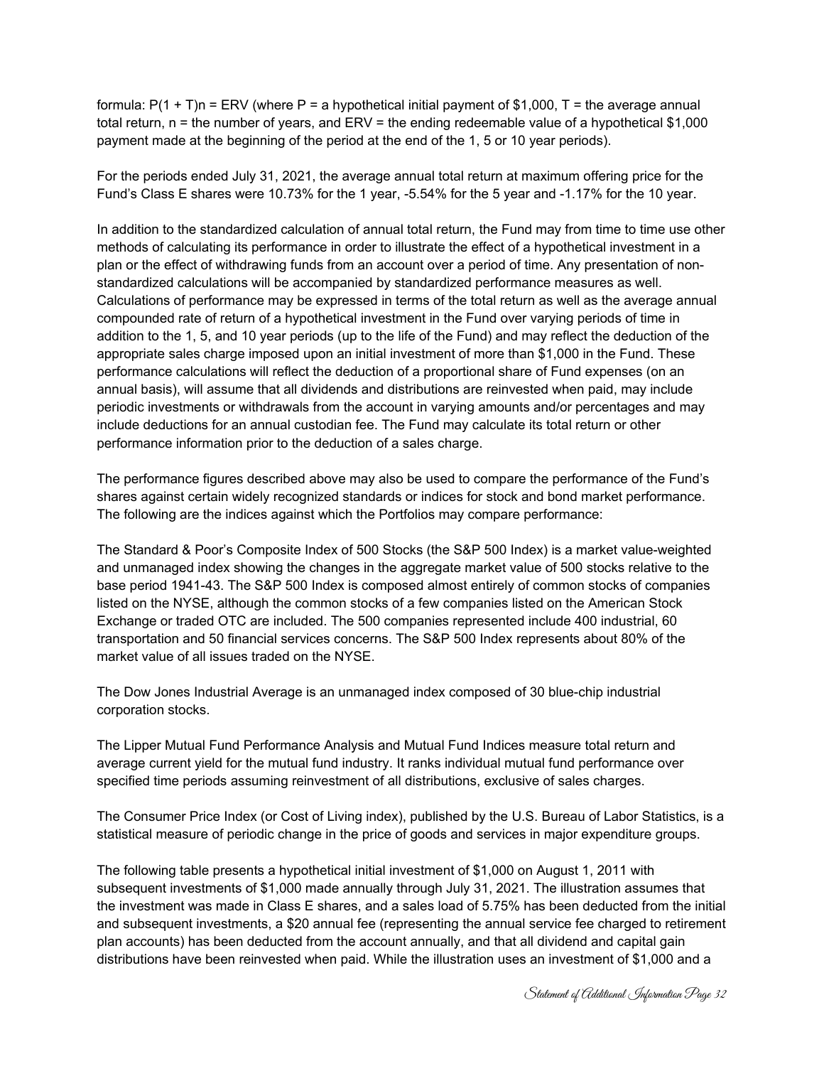formula: $P(1 + T)^n = ERV$ (where P = a hypothetical initial payment of $1,000, T = the average annual total return, n = the number of years, and ERV = the ending redeemable value of a hypothetical $1,000 payment made at the beginning of the period at the end of the 1, 5 or 10 year periods).

For the periods ended July 31, 2021, the average annual total return at maximum offering price for the Fund's Class E shares were 10.73% for the 1 year, -5.54% for the 5 year and -1.17% for the 10 year.

In addition to the standardized calculation of annual total return, the Fund may from time to time use other methods of calculating its performance in order to illustrate the effect of a hypothetical investment in a plan or the effect of withdrawing funds from an account over a period of time. Any presentation of non-standardized calculations will be accompanied by standardized performance measures as well. Calculations of performance may be expressed in terms of the total return as well as the average annual compounded rate of return of a hypothetical investment in the Fund over varying periods of time in addition to the 1, 5, and 10 year periods (up to the life of the Fund) and may reflect the deduction of the appropriate sales charge imposed upon an initial investment of more than $1,000 in the Fund. These performance calculations will reflect the deduction of a proportional share of Fund expenses (on an annual basis), will assume that all dividends and distributions are reinvested when paid, may include periodic investments or withdrawals from the account in varying amounts and/or percentages and may include deductions for an annual custodian fee. The Fund may calculate its total return or other performance information prior to the deduction of a sales charge.

The performance figures described above may also be used to compare the performance of the Fund's shares against certain widely recognized standards or indices for stock and bond market performance. The following are the indices against which the Portfolios may compare performance:

The Standard & Poor's Composite Index of 500 Stocks (the S&P 500 Index) is a market value-weighted and unmanaged index showing the changes in the aggregate market value of 500 stocks relative to the base period 1941-43. The S&P 500 Index is composed almost entirely of common stocks of companies listed on the NYSE, although the common stocks of a few companies listed on the American Stock Exchange or traded OTC are included. The 500 companies represented include 400 industrial, 60 transportation and 50 financial services concerns. The S&P 500 Index represents about 80% of the market value of all issues traded on the NYSE.

The Dow Jones Industrial Average is an unmanaged index composed of 30 blue-chip industrial corporation stocks.

The Lipper Mutual Fund Performance Analysis and Mutual Fund Indices measure total return and average current yield for the mutual fund industry. It ranks individual mutual fund performance over specified time periods assuming reinvestment of all distributions, exclusive of sales charges.

The Consumer Price Index (or Cost of Living index), published by the U.S. Bureau of Labor Statistics, is a statistical measure of periodic change in the price of goods and services in major expenditure groups.

The following table presents a hypothetical initial investment of $1,000 on August 1, 2011 with subsequent investments of $1,000 made annually through July 31, 2021. The illustration assumes that the investment was made in Class E shares, and a sales load of 5.75% has been deducted from the initial and subsequent investments, a $20 annual fee (representing the annual service fee charged to retirement plan accounts) has been deducted from the account annually, and that all dividend and capital gain distributions have been reinvested when paid. While the illustration uses an investment of $1,000 and a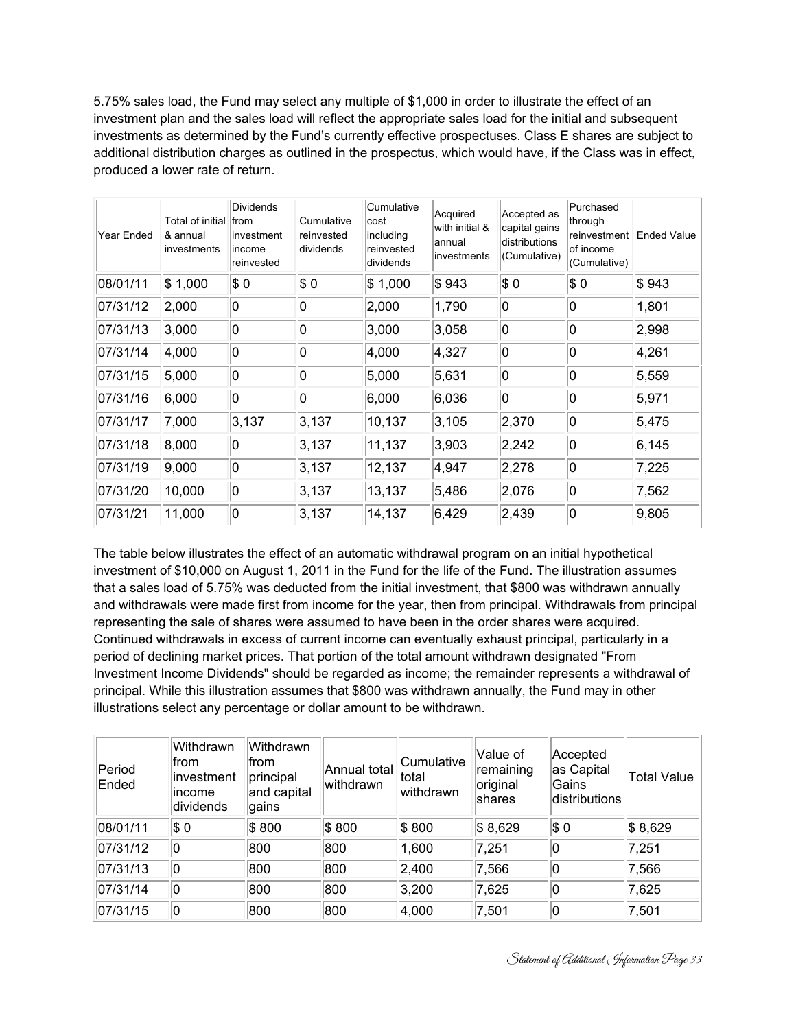5.75% sales load, the Fund may select any multiple of $1,000 in order to illustrate the effect of an investment plan and the sales load will reflect the appropriate sales load for the initial and subsequent investments as determined by the Fund's currently effective prospectuses. Class E shares are subject to additional distribution charges as outlined in the prospectus, which would have, if the Class was in effect, produced a lower rate of return.

| Year Ended | Total of initial & annual investments | Dividends from investment income reinvested | Cumulative reinvested dividends | Cumulative cost including reinvested dividends | Acquired with initial & annual investments | Accepted as capital gains distributions (Cumulative) | Purchased through reinvestment of income (Cumulative) | Ended Value |
|---|---|---|---|---|---|---|---|---|
| 08/01/11 | $ 1,000 | $ 0 | $ 0 | $ 1,000 | $ 943 | $ 0 | $ 0 | $ 943 |
| 07/31/12 | 2,000 | 0 | 0 | 2,000 | 1,790 | 0 | 0 | 1,801 |
| 07/31/13 | 3,000 | 0 | 0 | 3,000 | 3,058 | 0 | 0 | 2,998 |
| 07/31/14 | 4,000 | 0 | 0 | 4,000 | 4,327 | 0 | 0 | 4,261 |
| 07/31/15 | 5,000 | 0 | 0 | 5,000 | 5,631 | 0 | 0 | 5,559 |
| 07/31/16 | 6,000 | 0 | 0 | 6,000 | 6,036 | 0 | 0 | 5,971 |
| 07/31/17 | 7,000 | 3,137 | 3,137 | 10,137 | 3,105 | 2,370 | 0 | 5,475 |
| 07/31/18 | 8,000 | 0 | 3,137 | 11,137 | 3,903 | 2,242 | 0 | 6,145 |
| 07/31/19 | 9,000 | 0 | 3,137 | 12,137 | 4,947 | 2,278 | 0 | 7,225 |
| 07/31/20 | 10,000 | 0 | 3,137 | 13,137 | 5,486 | 2,076 | 0 | 7,562 |
| 07/31/21 | 11,000 | 0 | 3,137 | 14,137 | 6,429 | 2,439 | 0 | 9,805 |

The table below illustrates the effect of an automatic withdrawal program on an initial hypothetical investment of $10,000 on August 1, 2011 in the Fund for the life of the Fund. The illustration assumes that a sales load of 5.75% was deducted from the initial investment, that $800 was withdrawn annually and withdrawals were made first from income for the year, then from principal. Withdrawals from principal representing the sale of shares were assumed to have been in the order shares were acquired. Continued withdrawals in excess of current income can eventually exhaust principal, particularly in a period of declining market prices. That portion of the total amount withdrawn designated "From Investment Income Dividends" should be regarded as income; the remainder represents a withdrawal of principal. While this illustration assumes that $800 was withdrawn annually, the Fund may in other illustrations select any percentage or dollar amount to be withdrawn.

| Period Ended | Withdrawn from investment income dividends | Withdrawn from principal and capital gains | Annual total withdrawn | Cumulative total withdrawn | Value of remaining original shares | Accepted as Capital Gains distributions | Total Value |
|---|---|---|---|---|---|---|---|
| 08/01/11 | $ 0 | $ 800 | $ 800 | $ 800 | $ 8,629 | $ 0 | $ 8,629 |
| 07/31/12 | 0 | 800 | 800 | 1,600 | 7,251 | 0 | 7,251 |
| 07/31/13 | 0 | 800 | 800 | 2,400 | 7,566 | 0 | 7,566 |
| 07/31/14 | 0 | 800 | 800 | 3,200 | 7,625 | 0 | 7,625 |
| 07/31/15 | 0 | 800 | 800 | 4,000 | 7,501 | 0 | 7,501 |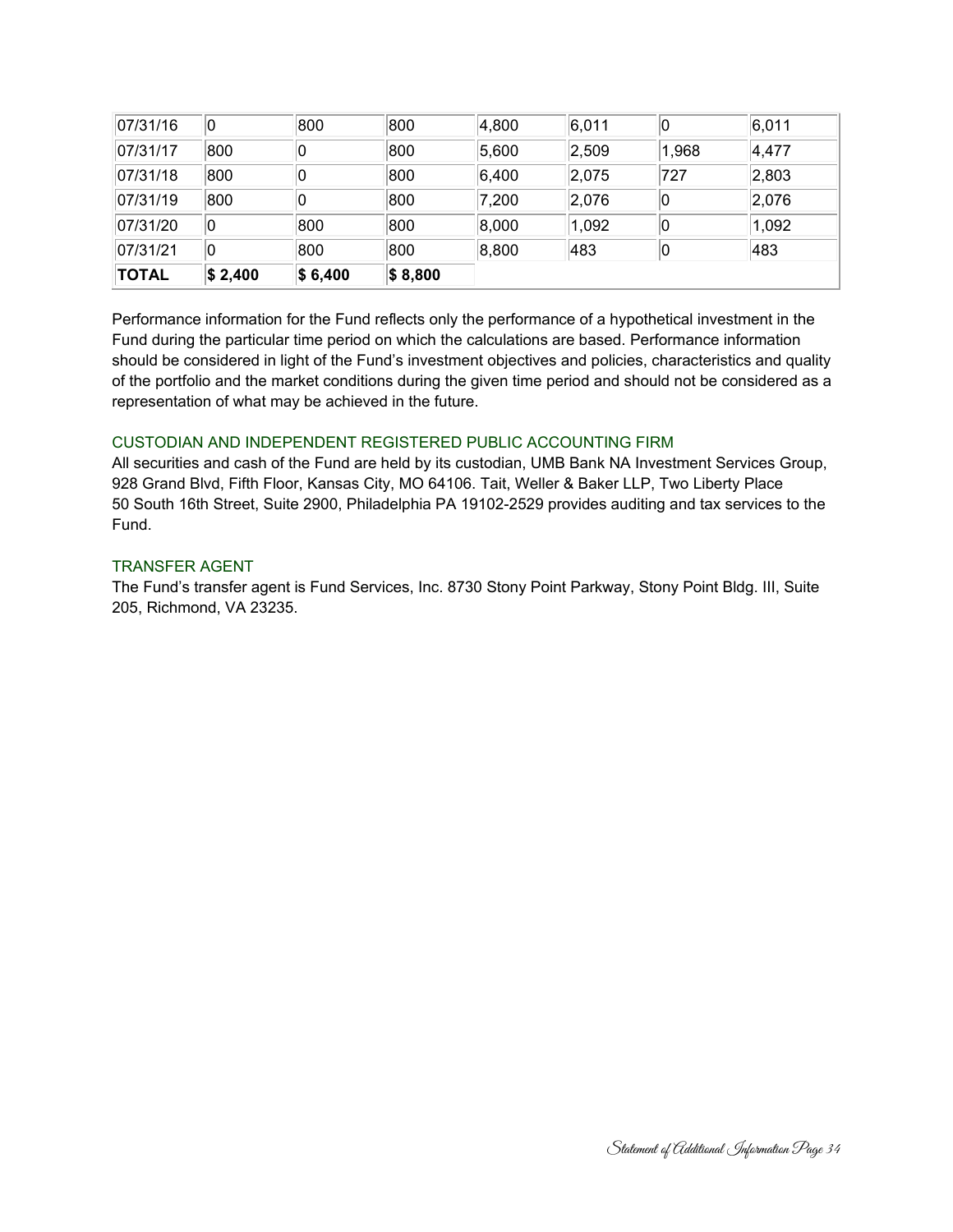| | | | | | | | |
|---|---|---|---|---|---|---|---|
| 07/31/16 | 0 | 800 | 800 | 4,800 | 6,011 | 0 | 6,011 |
| 07/31/17 | 800 | 0 | 800 | 5,600 | 2,509 | 1,968 | 4,477 |
| 07/31/18 | 800 | 0 | 800 | 6,400 | 2,075 | 727 | 2,803 |
| 07/31/19 | 800 | 0 | 800 | 7,200 | 2,076 | 0 | 2,076 |
| 07/31/20 | 0 | 800 | 800 | 8,000 | 1,092 | 0 | 1,092 |
| 07/31/21 | 0 | 800 | 800 | 8,800 | 483 | 0 | 483 |
| **TOTAL** | **$ 2,400** | **$ 6,400** | **$ 8,800** | | | | |

Performance information for the Fund reflects only the performance of a hypothetical investment in the Fund during the particular time period on which the calculations are based. Performance information should be considered in light of the Fund's investment objectives and policies, characteristics and quality of the portfolio and the market conditions during the given time period and should not be considered as a representation of what may be achieved in the future.

### CUSTODIAN AND INDEPENDENT REGISTERED PUBLIC ACCOUNTING FIRM

All securities and cash of the Fund are held by its custodian, UMB Bank NA Investment Services Group, 928 Grand Blvd, Fifth Floor, Kansas City, MO 64106. Tait, Weller & Baker LLP, Two Liberty Place 50 South 16th Street, Suite 2900, Philadelphia PA 19102-2529 provides auditing and tax services to the Fund.

### TRANSFER AGENT

The Fund's transfer agent is Fund Services, Inc. 8730 Stony Point Parkway, Stony Point Bldg. III, Suite 205, Richmond, VA 23235.